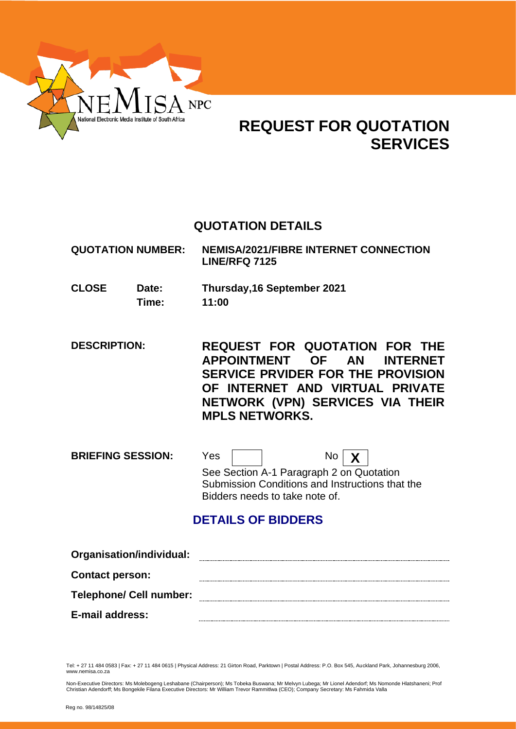NEMISA NPC
National Electronic Media Institute of South Africa

# REQUEST FOR QUOTATION SERVICES

## QUOTATION DETAILS

| | | |
|---|---|---|
| **QUOTATION NUMBER:** | | **NEMISA/2021/FIBRE INTERNET CONNECTION LINE/RFQ 7125** |
| **CLOSE** | **Date:** | **Thursday,16 September 2021** |
| | **Time:** | **11:00** |

**DESCRIPTION:** **REQUEST FOR QUOTATION FOR THE APPOINTMENT OF AN INTERNET SERVICE PRVIDER FOR THE PROVISION OF INTERNET AND VIRTUAL PRIVATE NETWORK (VPN) SERVICES VIA THEIR MPLS NETWORKS.**

**BRIEFING SESSION:** Yes [ ] No [X]

See Section A-1 Paragraph 2 on Quotation Submission Conditions and Instructions that the Bidders needs to take note of.

## DETAILS OF BIDDERS

**Organisation/individual:** ..............................

**Contact person:** ..............................

**Telephone/ Cell number:** ..............................

**E-mail address:** ..............................

Tel: + 27 11 484 0583 | Fax: + 27 11 484 0615 | Physical Address: 21 Girton Road, Parktown | Postal Address: P.O. Box 545, Auckland Park, Johannesburg 2006, www.nemisa.co.za

Non-Executive Directors: Ms Molebogeng Leshabane (Chairperson); Ms Tobeka Buswana; Mr Melvyn Lubega; Mr Lionel Adendorf; Ms Nomonde Hlatshaneni; Prof Christian Adendorff; Ms Bongekile Filana Executive Directors: Mr William Trevor Rammitlwa (CEO); Company Secretary: Ms Fahmida Valla

Reg no. 98/14825/08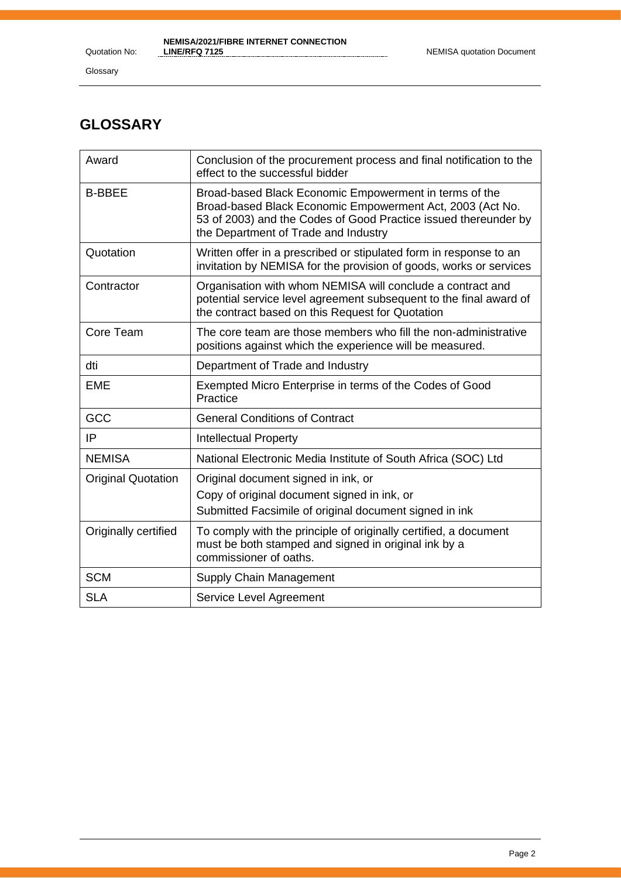# GLOSSARY

| | |
|---|---|
| Award | Conclusion of the procurement process and final notification to the effect to the successful bidder |
| B-BBEE | Broad-based Black Economic Empowerment in terms of the Broad-based Black Economic Empowerment Act, 2003 (Act No. 53 of 2003) and the Codes of Good Practice issued thereunder by the Department of Trade and Industry |
| Quotation | Written offer in a prescribed or stipulated form in response to an invitation by NEMISA for the provision of goods, works or services |
| Contractor | Organisation with whom NEMISA will conclude a contract and potential service level agreement subsequent to the final award of the contract based on this Request for Quotation |
| Core Team | The core team are those members who fill the non-administrative positions against which the experience will be measured. |
| dti | Department of Trade and Industry |
| EME | Exempted Micro Enterprise in terms of the Codes of Good Practice |
| GCC | General Conditions of Contract |
| IP | Intellectual Property |
| NEMISA | National Electronic Media Institute of South Africa (SOC) Ltd |
| Original Quotation | Original document signed in ink, or<br>Copy of original document signed in ink, or<br>Submitted Facsimile of original document signed in ink |
| Originally certified | To comply with the principle of originally certified, a document must be both stamped and signed in original ink by a commissioner of oaths. |
| SCM | Supply Chain Management |
| SLA | Service Level Agreement |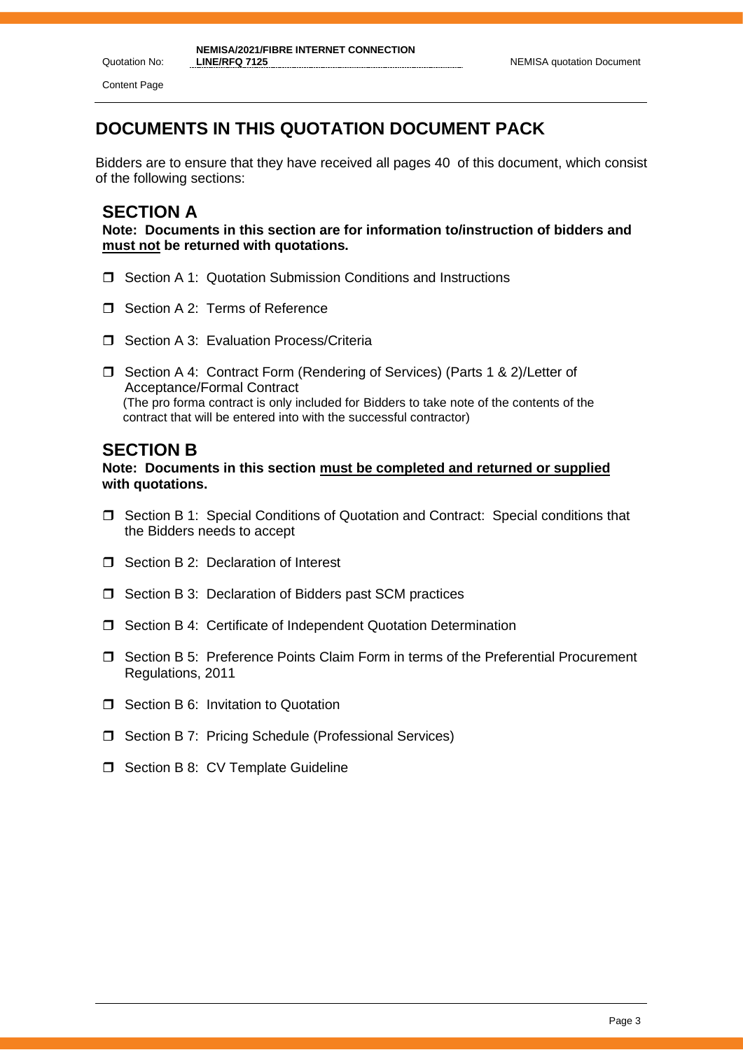# DOCUMENTS IN THIS QUOTATION DOCUMENT PACK

Bidders are to ensure that they have received all pages 40 of this document, which consist of the following sections:

## SECTION A

**Note: Documents in this section are for information to/instruction of bidders and <u>must not</u> be returned with quotations.**

- ☐ Section A 1: Quotation Submission Conditions and Instructions
- ☐ Section A 2: Terms of Reference
- ☐ Section A 3: Evaluation Process/Criteria
- ☐ Section A 4: Contract Form (Rendering of Services) (Parts 1 & 2)/Letter of Acceptance/Formal Contract
  (The pro forma contract is only included for Bidders to take note of the contents of the contract that will be entered into with the successful contractor)

## SECTION B

**Note: Documents in this section <u>must be completed and returned or supplied</u> with quotations.**

- ☐ Section B 1: Special Conditions of Quotation and Contract: Special conditions that the Bidders needs to accept
- ☐ Section B 2: Declaration of Interest
- ☐ Section B 3: Declaration of Bidders past SCM practices
- ☐ Section B 4: Certificate of Independent Quotation Determination
- ☐ Section B 5: Preference Points Claim Form in terms of the Preferential Procurement Regulations, 2011
- ☐ Section B 6: Invitation to Quotation
- ☐ Section B 7: Pricing Schedule (Professional Services)
- ☐ Section B 8: CV Template Guideline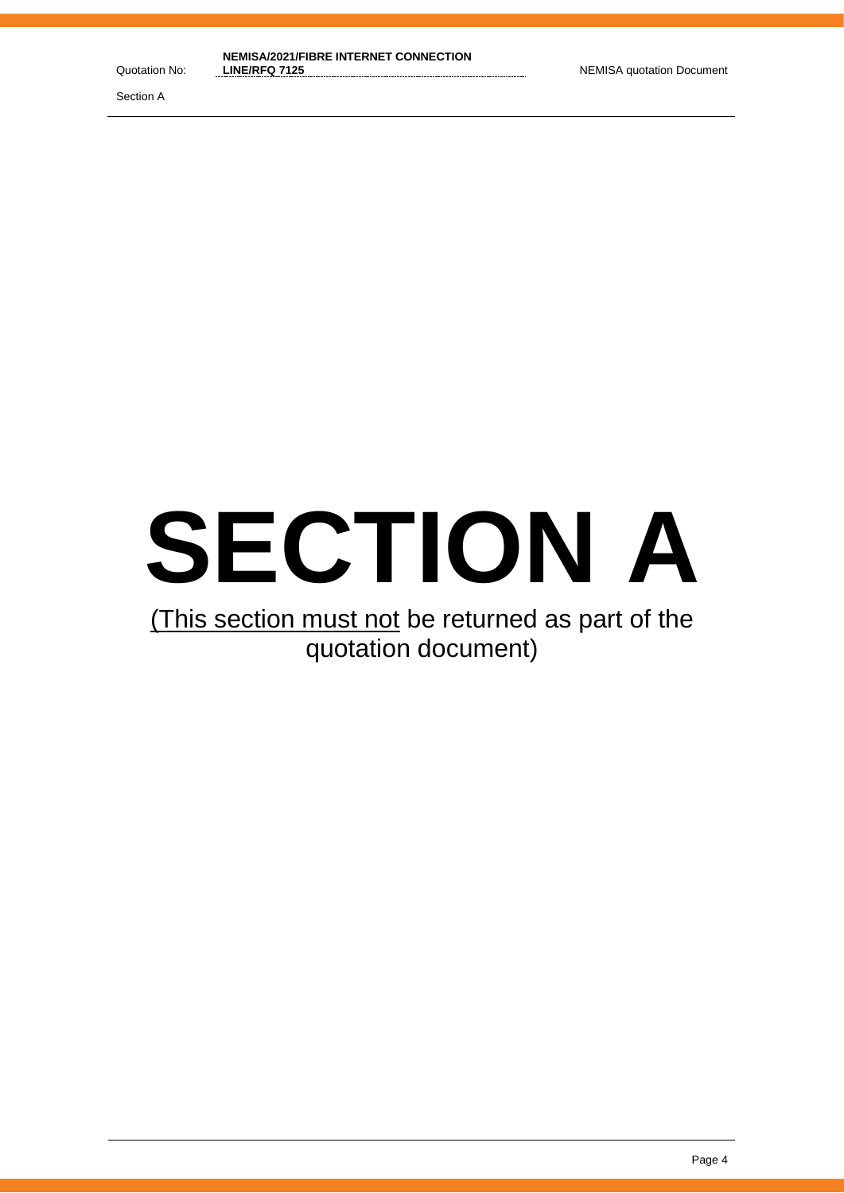# SECTION A

(This section must not be returned as part of the quotation document)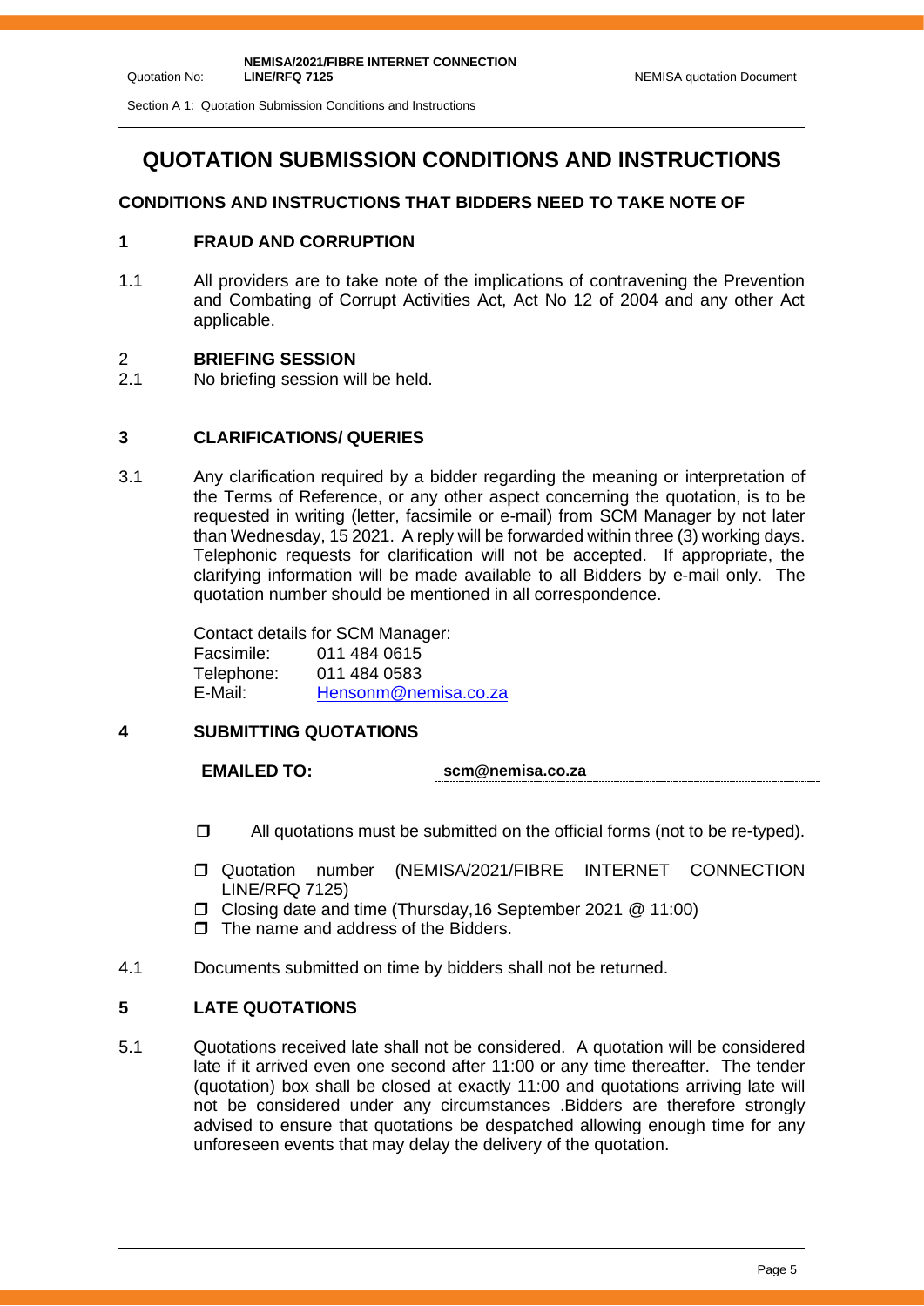# QUOTATION SUBMISSION CONDITIONS AND INSTRUCTIONS

## CONDITIONS AND INSTRUCTIONS THAT BIDDERS NEED TO TAKE NOTE OF

### 1 FRAUD AND CORRUPTION

1.1 All providers are to take note of the implications of contravening the Prevention and Combating of Corrupt Activities Act, Act No 12 of 2004 and any other Act applicable.

### 2 BRIEFING SESSION

2.1 No briefing session will be held.

### 3 CLARIFICATIONS/ QUERIES

3.1 Any clarification required by a bidder regarding the meaning or interpretation of the Terms of Reference, or any other aspect concerning the quotation, is to be requested in writing (letter, facsimile or e-mail) from SCM Manager by not later than Wednesday, 15 2021. A reply will be forwarded within three (3) working days. Telephonic requests for clarification will not be accepted. If appropriate, the clarifying information will be made available to all Bidders by e-mail only. The quotation number should be mentioned in all correspondence.

Contact details for SCM Manager:
Facsimile: 011 484 0615
Telephone: 011 484 0583
E-Mail: Hensonm@nemisa.co.za

### 4 SUBMITTING QUOTATIONS

**EMAILED TO:** **scm@nemisa.co.za**

- All quotations must be submitted on the official forms (not to be re-typed).
- Quotation number (NEMISA/2021/FIBRE INTERNET CONNECTION LINE/RFQ 7125)
- Closing date and time (Thursday,16 September 2021 @ 11:00)
- The name and address of the Bidders.

4.1 Documents submitted on time by bidders shall not be returned.

### 5 LATE QUOTATIONS

5.1 Quotations received late shall not be considered. A quotation will be considered late if it arrived even one second after 11:00 or any time thereafter. The tender (quotation) box shall be closed at exactly 11:00 and quotations arriving late will not be considered under any circumstances .Bidders are therefore strongly advised to ensure that quotations be despatched allowing enough time for any unforeseen events that may delay the delivery of the quotation.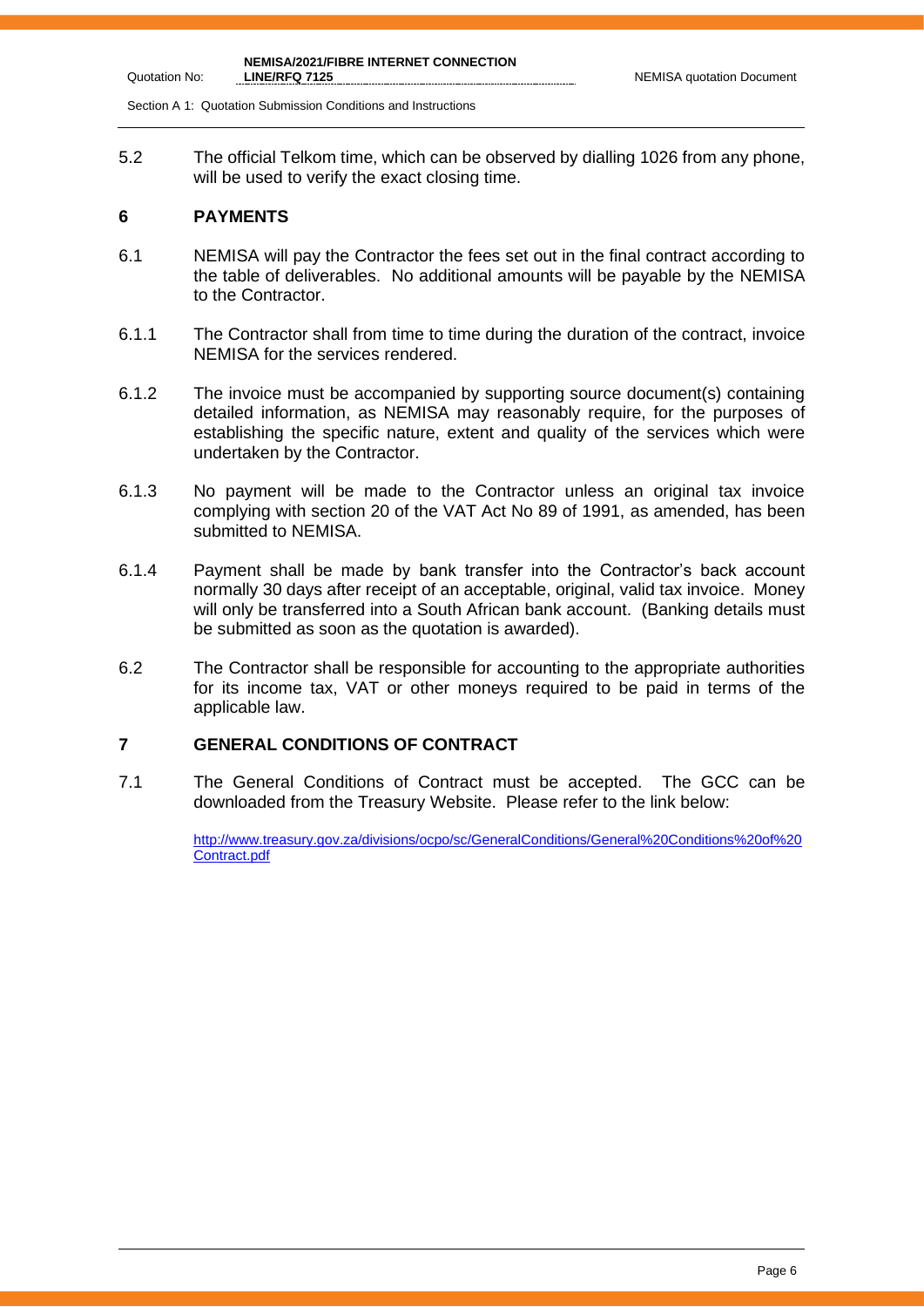5.2 The official Telkom time, which can be observed by dialling 1026 from any phone, will be used to verify the exact closing time.

## 6 PAYMENTS

6.1 NEMISA will pay the Contractor the fees set out in the final contract according to the table of deliverables. No additional amounts will be payable by the NEMISA to the Contractor.

6.1.1 The Contractor shall from time to time during the duration of the contract, invoice NEMISA for the services rendered.

6.1.2 The invoice must be accompanied by supporting source document(s) containing detailed information, as NEMISA may reasonably require, for the purposes of establishing the specific nature, extent and quality of the services which were undertaken by the Contractor.

6.1.3 No payment will be made to the Contractor unless an original tax invoice complying with section 20 of the VAT Act No 89 of 1991, as amended, has been submitted to NEMISA.

6.1.4 Payment shall be made by bank transfer into the Contractor's back account normally 30 days after receipt of an acceptable, original, valid tax invoice. Money will only be transferred into a South African bank account. (Banking details must be submitted as soon as the quotation is awarded).

6.2 The Contractor shall be responsible for accounting to the appropriate authorities for its income tax, VAT or other moneys required to be paid in terms of the applicable law.

## 7 GENERAL CONDITIONS OF CONTRACT

7.1 The General Conditions of Contract must be accepted. The GCC can be downloaded from the Treasury Website. Please refer to the link below:

http://www.treasury.gov.za/divisions/ocpo/sc/GeneralConditions/General%20Conditions%20of%20Contract.pdf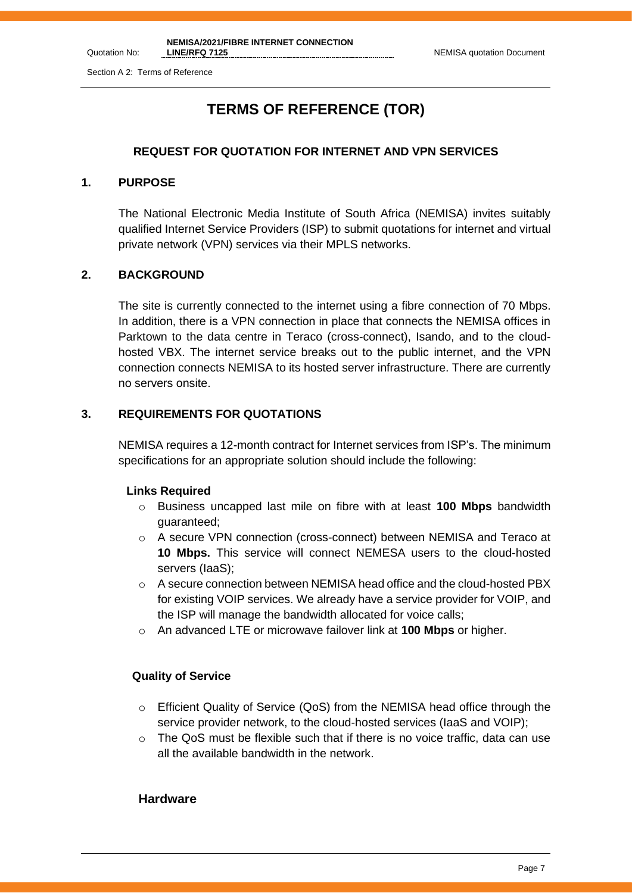# TERMS OF REFERENCE (TOR)

## REQUEST FOR QUOTATION FOR INTERNET AND VPN SERVICES

## 1. PURPOSE

The National Electronic Media Institute of South Africa (NEMISA) invites suitably qualified Internet Service Providers (ISP) to submit quotations for internet and virtual private network (VPN) services via their MPLS networks.

## 2. BACKGROUND

The site is currently connected to the internet using a fibre connection of 70 Mbps. In addition, there is a VPN connection in place that connects the NEMISA offices in Parktown to the data centre in Teraco (cross-connect), Isando, and to the cloud-hosted VBX. The internet service breaks out to the public internet, and the VPN connection connects NEMISA to its hosted server infrastructure. There are currently no servers onsite.

## 3. REQUIREMENTS FOR QUOTATIONS

NEMISA requires a 12-month contract for Internet services from ISP's. The minimum specifications for an appropriate solution should include the following:

**Links Required**

- Business uncapped last mile on fibre with at least **100 Mbps** bandwidth guaranteed;
- A secure VPN connection (cross-connect) between NEMISA and Teraco at **10 Mbps.** This service will connect NEMESA users to the cloud-hosted servers (IaaS);
- A secure connection between NEMISA head office and the cloud-hosted PBX for existing VOIP services. We already have a service provider for VOIP, and the ISP will manage the bandwidth allocated for voice calls;
- An advanced LTE or microwave failover link at **100 Mbps** or higher.

**Quality of Service**

- Efficient Quality of Service (QoS) from the NEMISA head office through the service provider network, to the cloud-hosted services (IaaS and VOIP);
- The QoS must be flexible such that if there is no voice traffic, data can use all the available bandwidth in the network.

**Hardware**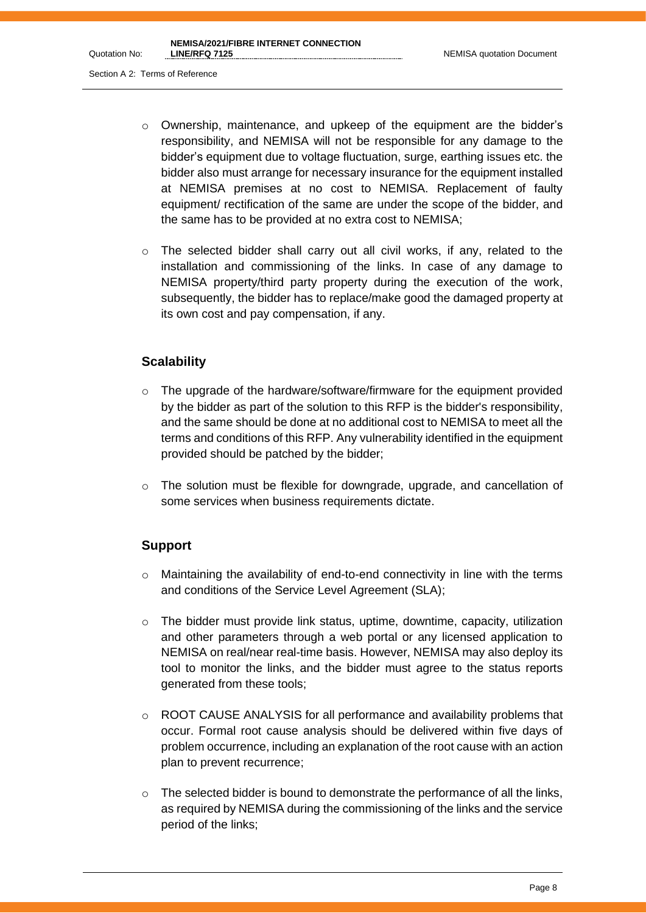- Ownership, maintenance, and upkeep of the equipment are the bidder's responsibility, and NEMISA will not be responsible for any damage to the bidder's equipment due to voltage fluctuation, surge, earthing issues etc. the bidder also must arrange for necessary insurance for the equipment installed at NEMISA premises at no cost to NEMISA. Replacement of faulty equipment/ rectification of the same are under the scope of the bidder, and the same has to be provided at no extra cost to NEMISA;

- The selected bidder shall carry out all civil works, if any, related to the installation and commissioning of the links. In case of any damage to NEMISA property/third party property during the execution of the work, subsequently, the bidder has to replace/make good the damaged property at its own cost and pay compensation, if any.

### Scalability

- The upgrade of the hardware/software/firmware for the equipment provided by the bidder as part of the solution to this RFP is the bidder's responsibility, and the same should be done at no additional cost to NEMISA to meet all the terms and conditions of this RFP. Any vulnerability identified in the equipment provided should be patched by the bidder;

- The solution must be flexible for downgrade, upgrade, and cancellation of some services when business requirements dictate.

### Support

- Maintaining the availability of end-to-end connectivity in line with the terms and conditions of the Service Level Agreement (SLA);

- The bidder must provide link status, uptime, downtime, capacity, utilization and other parameters through a web portal or any licensed application to NEMISA on real/near real-time basis. However, NEMISA may also deploy its tool to monitor the links, and the bidder must agree to the status reports generated from these tools;

- ROOT CAUSE ANALYSIS for all performance and availability problems that occur. Formal root cause analysis should be delivered within five days of problem occurrence, including an explanation of the root cause with an action plan to prevent recurrence;

- The selected bidder is bound to demonstrate the performance of all the links, as required by NEMISA during the commissioning of the links and the service period of the links;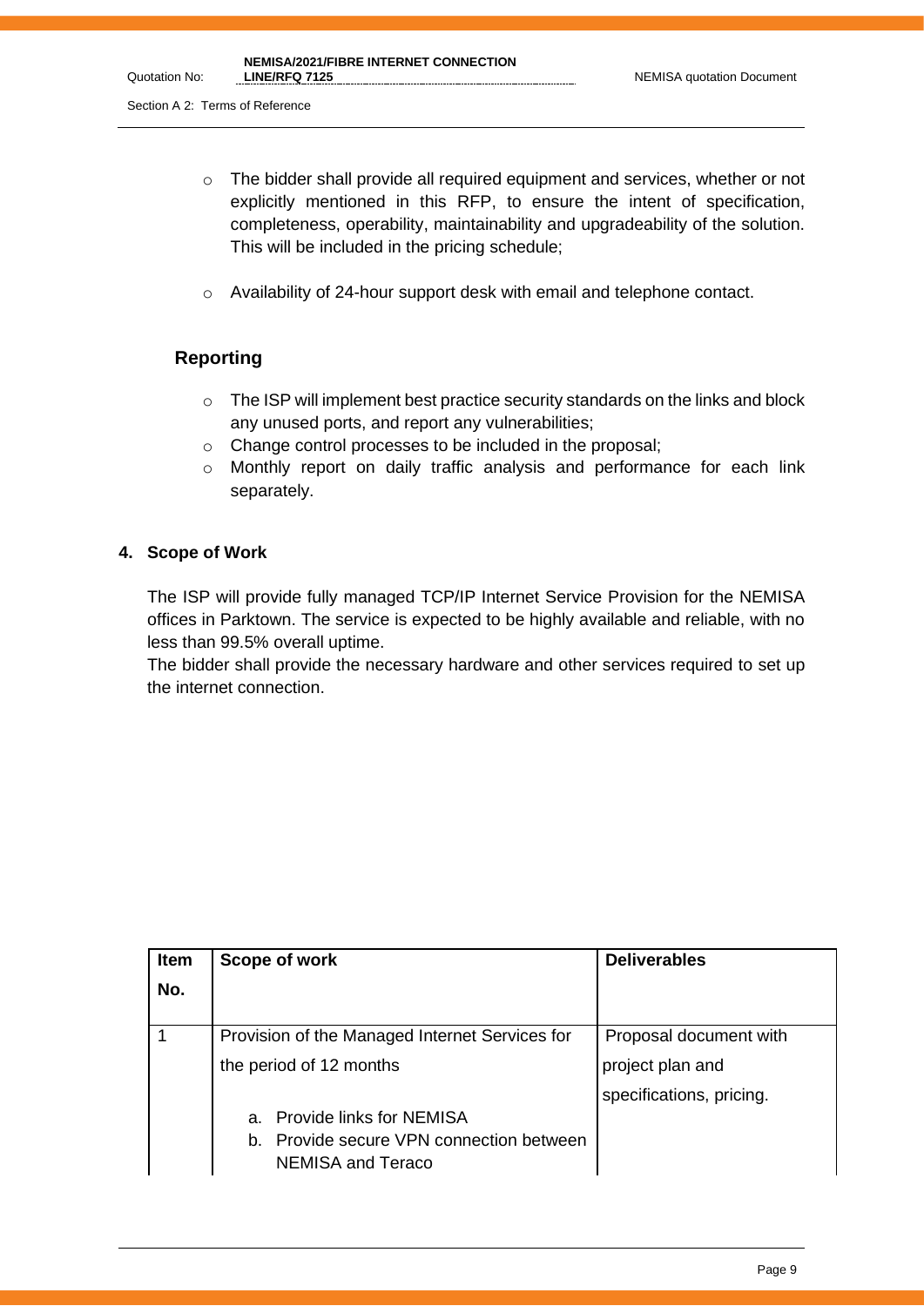- The bidder shall provide all required equipment and services, whether or not explicitly mentioned in this RFP, to ensure the intent of specification, completeness, operability, maintainability and upgradeability of the solution. This will be included in the pricing schedule;
- Availability of 24-hour support desk with email and telephone contact.

### Reporting

- The ISP will implement best practice security standards on the links and block any unused ports, and report any vulnerabilities;
- Change control processes to be included in the proposal;
- Monthly report on daily traffic analysis and performance for each link separately.

## 4. Scope of Work

The ISP will provide fully managed TCP/IP Internet Service Provision for the NEMISA offices in Parktown. The service is expected to be highly available and reliable, with no less than 99.5% overall uptime.

The bidder shall provide the necessary hardware and other services required to set up the internet connection.

| Item No. | Scope of work | Deliverables |
|---|---|---|
| 1 | Provision of the Managed Internet Services for the period of 12 months<br><br>a. Provide links for NEMISA<br>b. Provide secure VPN connection between NEMISA and Teraco | Proposal document with project plan and specifications, pricing. |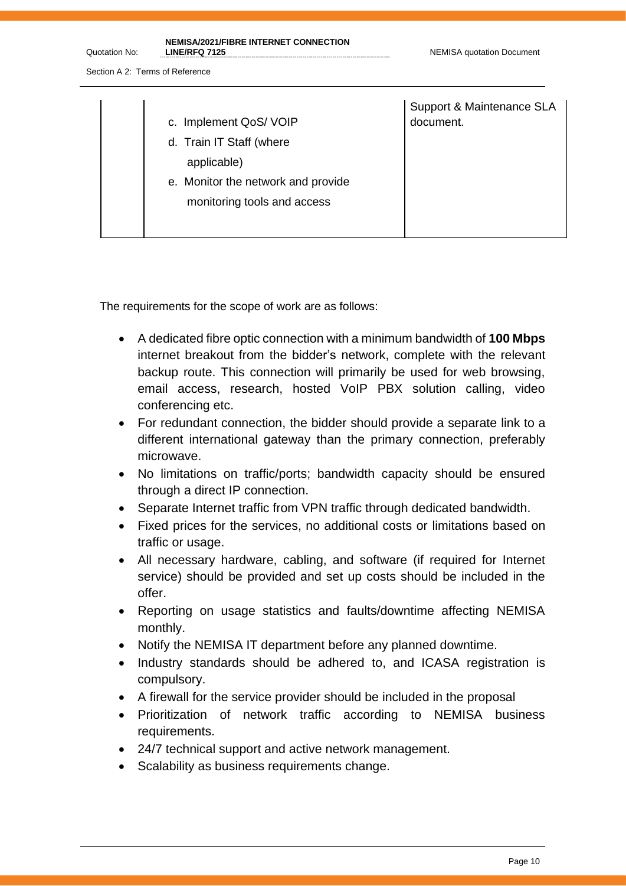|  | c. Implement QoS/ VOIP<br>d. Train IT Staff (where applicable)<br>e. Monitor the network and provide monitoring tools and access | Support & Maintenance SLA document. |
|---|---|---|

The requirements for the scope of work are as follows:

- A dedicated fibre optic connection with a minimum bandwidth of **100 Mbps** internet breakout from the bidder's network, complete with the relevant backup route. This connection will primarily be used for web browsing, email access, research, hosted VoIP PBX solution calling, video conferencing etc.
- For redundant connection, the bidder should provide a separate link to a different international gateway than the primary connection, preferably microwave.
- No limitations on traffic/ports; bandwidth capacity should be ensured through a direct IP connection.
- Separate Internet traffic from VPN traffic through dedicated bandwidth.
- Fixed prices for the services, no additional costs or limitations based on traffic or usage.
- All necessary hardware, cabling, and software (if required for Internet service) should be provided and set up costs should be included in the offer.
- Reporting on usage statistics and faults/downtime affecting NEMISA monthly.
- Notify the NEMISA IT department before any planned downtime.
- Industry standards should be adhered to, and ICASA registration is compulsory.
- A firewall for the service provider should be included in the proposal
- Prioritization of network traffic according to NEMISA business requirements.
- 24/7 technical support and active network management.
- Scalability as business requirements change.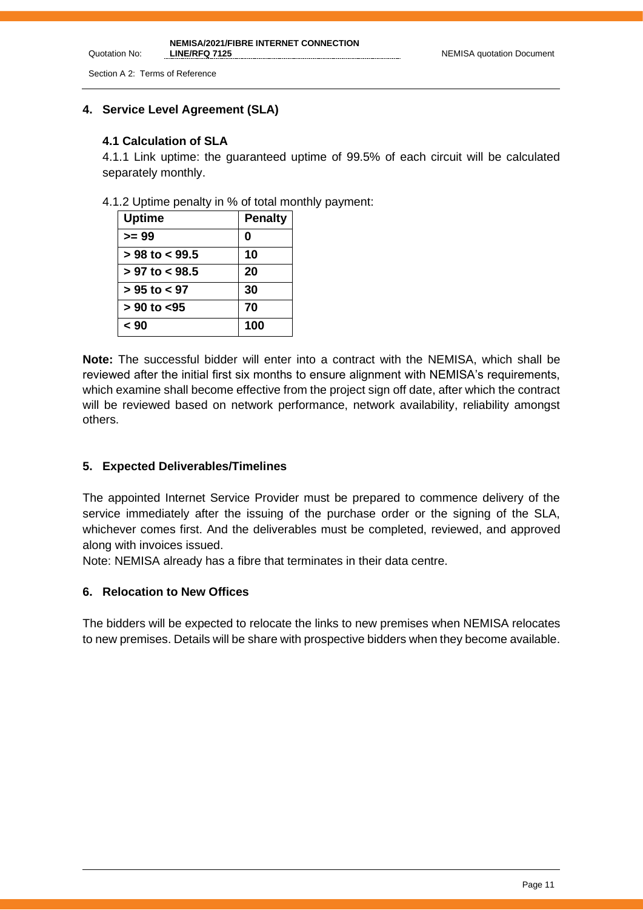## 4. Service Level Agreement (SLA)

### 4.1 Calculation of SLA

4.1.1 Link uptime: the guaranteed uptime of 99.5% of each circuit will be calculated separately monthly.

4.1.2 Uptime penalty in % of total monthly payment:

| Uptime | Penalty |
|---|---|
| >= 99 | 0 |
| > 98 to < 99.5 | 10 |
| > 97 to < 98.5 | 20 |
| > 95 to < 97 | 30 |
| > 90 to <95 | 70 |
| < 90 | 100 |

**Note:** The successful bidder will enter into a contract with the NEMISA, which shall be reviewed after the initial first six months to ensure alignment with NEMISA's requirements, which examine shall become effective from the project sign off date, after which the contract will be reviewed based on network performance, network availability, reliability amongst others.

## 5. Expected Deliverables/Timelines

The appointed Internet Service Provider must be prepared to commence delivery of the service immediately after the issuing of the purchase order or the signing of the SLA, whichever comes first. And the deliverables must be completed, reviewed, and approved along with invoices issued.

Note: NEMISA already has a fibre that terminates in their data centre.

## 6. Relocation to New Offices

The bidders will be expected to relocate the links to new premises when NEMISA relocates to new premises. Details will be share with prospective bidders when they become available.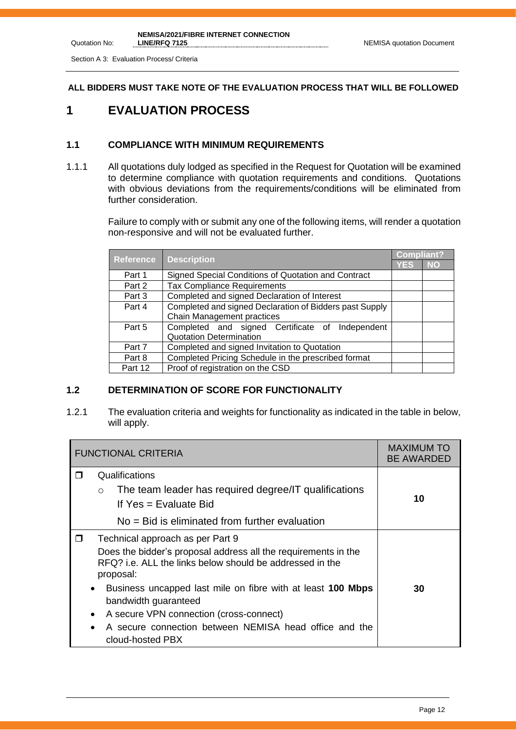**ALL BIDDERS MUST TAKE NOTE OF THE EVALUATION PROCESS THAT WILL BE FOLLOWED**

# 1 EVALUATION PROCESS

## 1.1 COMPLIANCE WITH MINIMUM REQUIREMENTS

1.1.1 All quotations duly lodged as specified in the Request for Quotation will be examined to determine compliance with quotation requirements and conditions. Quotations with obvious deviations from the requirements/conditions will be eliminated from further consideration.

Failure to comply with or submit any one of the following items, will render a quotation non-responsive and will not be evaluated further.

| Reference | Description | Compliant? | |
|---|---|---|---|
| | | YES | NO |
| Part 1 | Signed Special Conditions of Quotation and Contract | | |
| Part 2 | Tax Compliance Requirements | | |
| Part 3 | Completed and signed Declaration of Interest | | |
| Part 4 | Completed and signed Declaration of Bidders past Supply Chain Management practices | | |
| Part 5 | Completed and signed Certificate of Independent Quotation Determination | | |
| Part 7 | Completed and signed Invitation to Quotation | | |
| Part 8 | Completed Pricing Schedule in the prescribed format | | |
| Part 12 | Proof of registration on the CSD | | |

## 1.2 DETERMINATION OF SCORE FOR FUNCTIONALITY

1.2.1 The evaluation criteria and weights for functionality as indicated in the table in below, will apply.

| FUNCTIONAL CRITERIA | MAXIMUM TO BE AWARDED |
|---|---|
| ❒ Qualifications<br>○ The team leader has required degree/IT qualifications<br>If Yes = Evaluate Bid<br>No = Bid is eliminated from further evaluation | 10 |
| ❒ Technical approach as per Part 9<br>Does the bidder's proposal address all the requirements in the RFQ? i.e. ALL the links below should be addressed in the proposal:<br>• Business uncapped last mile on fibre with at least **100 Mbps** bandwidth guaranteed<br>• A secure VPN connection (cross-connect)<br>• A secure connection between NEMISA head office and the cloud-hosted PBX | 30 |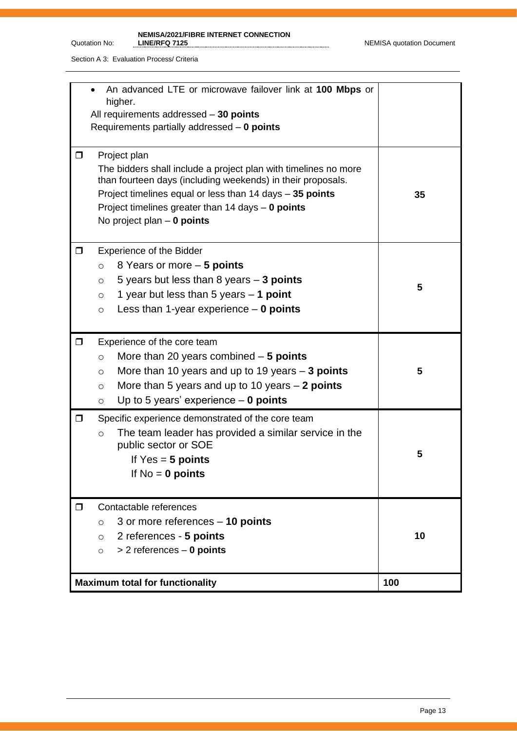| | |
|---|---|
| • An advanced LTE or microwave failover link at **100 Mbps** or higher.<br>All requirements addressed – **30 points**<br>Requirements partially addressed – **0 points** | |
| ❒ Project plan<br>The bidders shall include a project plan with timelines no more than fourteen days (including weekends) in their proposals.<br>Project timelines equal or less than 14 days – **35 points**<br>Project timelines greater than 14 days – **0 points**<br>No project plan – **0 points** | 35 |
| ❒ Experience of the Bidder<br>○ 8 Years or more – **5 points**<br>○ 5 years but less than 8 years – **3 points**<br>○ 1 year but less than 5 years – **1 point**<br>○ Less than 1-year experience – **0 points** | 5 |
| ❒ Experience of the core team<br>○ More than 20 years combined – **5 points**<br>○ More than 10 years and up to 19 years – **3 points**<br>○ More than 5 years and up to 10 years – **2 points**<br>○ Up to 5 years' experience – **0 points** | 5 |
| ❒ Specific experience demonstrated of the core team<br>○ The team leader has provided a similar service in the public sector or SOE<br>If Yes = **5 points**<br>If No = **0 points** | 5 |
| ❒ Contactable references<br>○ 3 or more references – **10 points**<br>○ 2 references - **5 points**<br>○ > 2 references – **0 points** | 10 |
| **Maximum total for functionality** | **100** |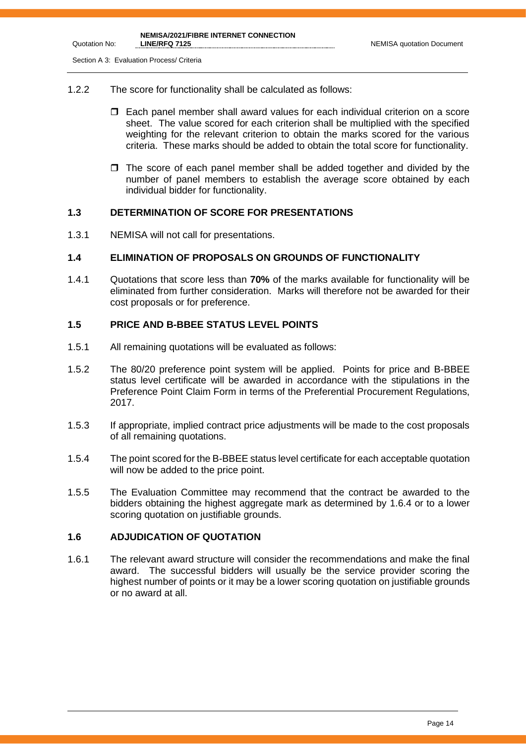1.2.2 The score for functionality shall be calculated as follows:

- Each panel member shall award values for each individual criterion on a score sheet. The value scored for each criterion shall be multiplied with the specified weighting for the relevant criterion to obtain the marks scored for the various criteria. These marks should be added to obtain the total score for functionality.
- The score of each panel member shall be added together and divided by the number of panel members to establish the average score obtained by each individual bidder for functionality.

### 1.3 DETERMINATION OF SCORE FOR PRESENTATIONS

1.3.1 NEMISA will not call for presentations.

### 1.4 ELIMINATION OF PROPOSALS ON GROUNDS OF FUNCTIONALITY

1.4.1 Quotations that score less than **70%** of the marks available for functionality will be eliminated from further consideration. Marks will therefore not be awarded for their cost proposals or for preference.

### 1.5 PRICE AND B-BBEE STATUS LEVEL POINTS

1.5.1 All remaining quotations will be evaluated as follows:

1.5.2 The 80/20 preference point system will be applied. Points for price and B-BBEE status level certificate will be awarded in accordance with the stipulations in the Preference Point Claim Form in terms of the Preferential Procurement Regulations, 2017.

1.5.3 If appropriate, implied contract price adjustments will be made to the cost proposals of all remaining quotations.

1.5.4 The point scored for the B-BBEE status level certificate for each acceptable quotation will now be added to the price point.

1.5.5 The Evaluation Committee may recommend that the contract be awarded to the bidders obtaining the highest aggregate mark as determined by 1.6.4 or to a lower scoring quotation on justifiable grounds.

### 1.6 ADJUDICATION OF QUOTATION

1.6.1 The relevant award structure will consider the recommendations and make the final award. The successful bidders will usually be the service provider scoring the highest number of points or it may be a lower scoring quotation on justifiable grounds or no award at all.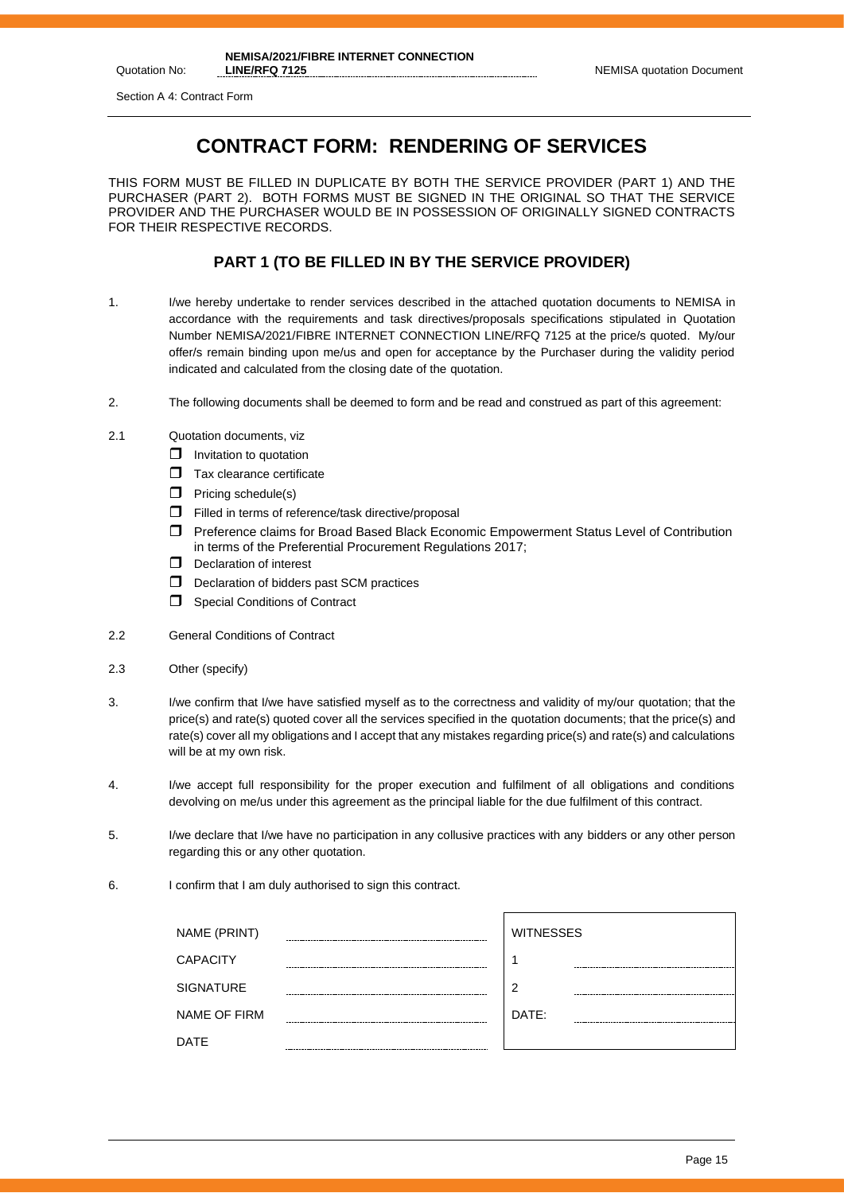Section A 4: Contract Form

# CONTRACT FORM: RENDERING OF SERVICES

THIS FORM MUST BE FILLED IN DUPLICATE BY BOTH THE SERVICE PROVIDER (PART 1) AND THE PURCHASER (PART 2). BOTH FORMS MUST BE SIGNED IN THE ORIGINAL SO THAT THE SERVICE PROVIDER AND THE PURCHASER WOULD BE IN POSSESSION OF ORIGINALLY SIGNED CONTRACTS FOR THEIR RESPECTIVE RECORDS.

## PART 1 (TO BE FILLED IN BY THE SERVICE PROVIDER)

1. I/we hereby undertake to render services described in the attached quotation documents to NEMISA in accordance with the requirements and task directives/proposals specifications stipulated in Quotation Number NEMISA/2021/FIBRE INTERNET CONNECTION LINE/RFQ 7125 at the price/s quoted. My/our offer/s remain binding upon me/us and open for acceptance by the Purchaser during the validity period indicated and calculated from the closing date of the quotation.

2. The following documents shall be deemed to form and be read and construed as part of this agreement:

2.1 Quotation documents, viz
- ☐ Invitation to quotation
- ☐ Tax clearance certificate
- ☐ Pricing schedule(s)
- ☐ Filled in terms of reference/task directive/proposal
- ☐ Preference claims for Broad Based Black Economic Empowerment Status Level of Contribution in terms of the Preferential Procurement Regulations 2017;
- ☐ Declaration of interest
- ☐ Declaration of bidders past SCM practices
- ☐ Special Conditions of Contract

2.2 General Conditions of Contract

2.3 Other (specify)

3. I/we confirm that I/we have satisfied myself as to the correctness and validity of my/our quotation; that the price(s) and rate(s) quoted cover all the services specified in the quotation documents; that the price(s) and rate(s) cover all my obligations and I accept that any mistakes regarding price(s) and rate(s) and calculations will be at my own risk.

4. I/we accept full responsibility for the proper execution and fulfilment of all obligations and conditions devolving on me/us under this agreement as the principal liable for the due fulfilment of this contract.

5. I/we declare that I/we have no participation in any collusive practices with any bidders or any other person regarding this or any other quotation.

6. I confirm that I am duly authorised to sign this contract.

| | | WITNESSES | |
|---|---|---|---|
| NAME (PRINT) | ............................ | 1 | ............................ |
| CAPACITY | ............................ | 2 | ............................ |
| SIGNATURE | ............................ | DATE: | ............................ |
| NAME OF FIRM | ............................ | | |
| DATE | ............................ | | |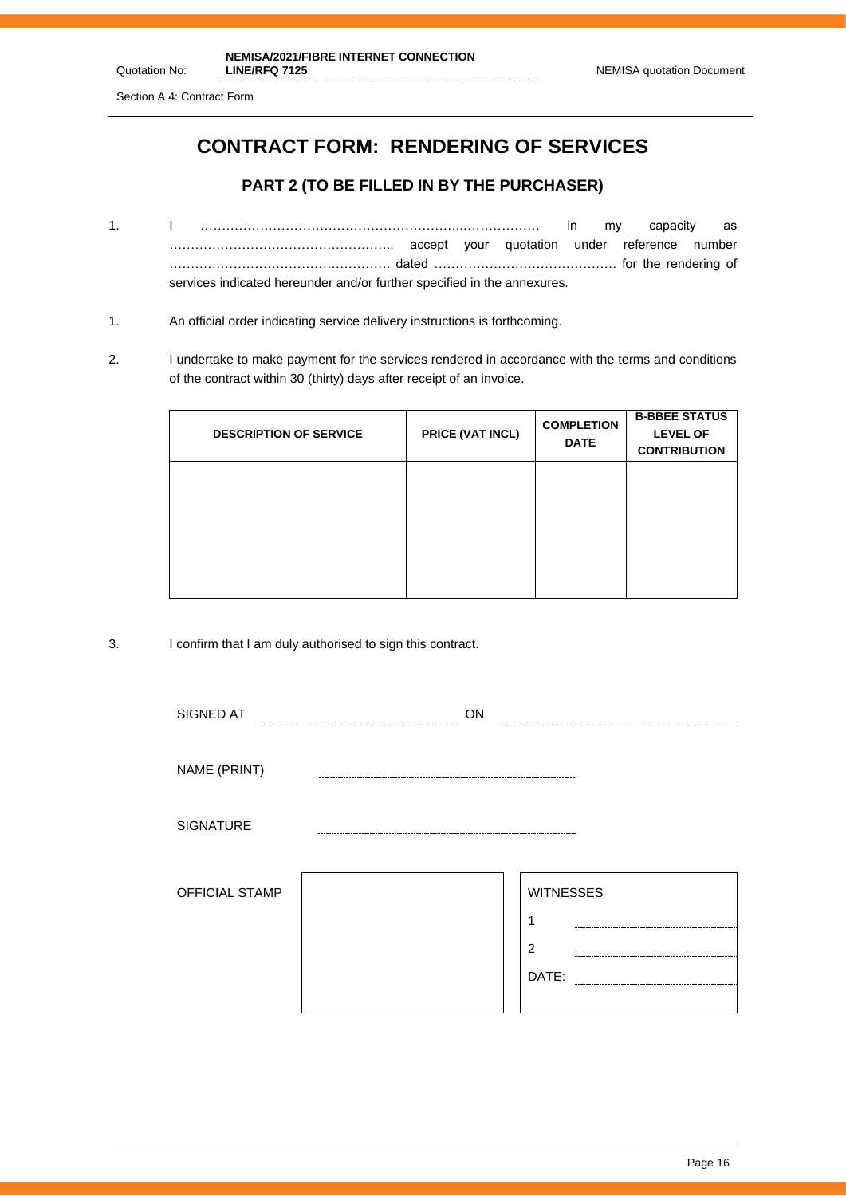# CONTRACT FORM: RENDERING OF SERVICES

## PART 2 (TO BE FILLED IN BY THE PURCHASER)

1. I ……………………………………………………..……………… in my capacity as …………………………………………….. accept your quotation under reference number ……………………………………………. dated ……………………………………. for the rendering of services indicated hereunder and/or further specified in the annexures.

1. An official order indicating service delivery instructions is forthcoming.

2. I undertake to make payment for the services rendered in accordance with the terms and conditions of the contract within 30 (thirty) days after receipt of an invoice.

| DESCRIPTION OF SERVICE | PRICE (VAT INCL) | COMPLETION DATE | B-BBEE STATUS LEVEL OF CONTRIBUTION |
|---|---|---|---|
| | | | |

3. I confirm that I am duly authorised to sign this contract.

SIGNED AT ……………………………… ON ………………………………

NAME (PRINT) ………………………………

SIGNATURE ………………………………

| OFFICIAL STAMP | | WITNESSES |
|---|---|---|
| | | 1 ……………………… |
| | | 2 ……………………… |
| | | DATE: ……………………… |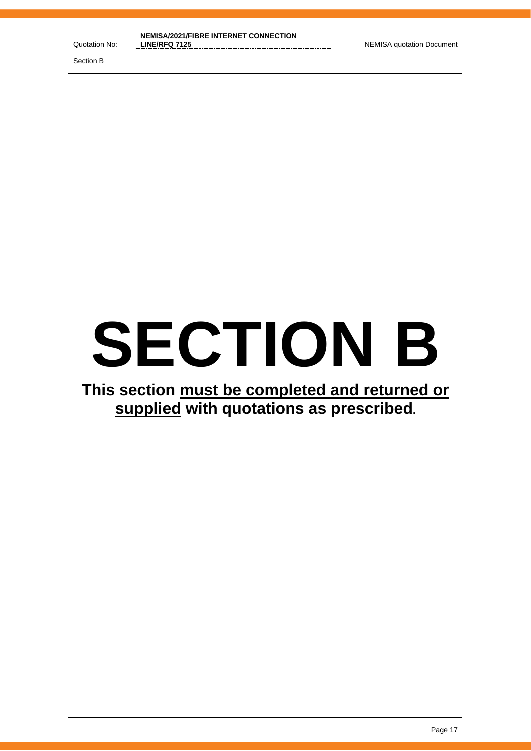# SECTION B

**This section <u>must be completed and returned or supplied</u> with quotations as prescribed.**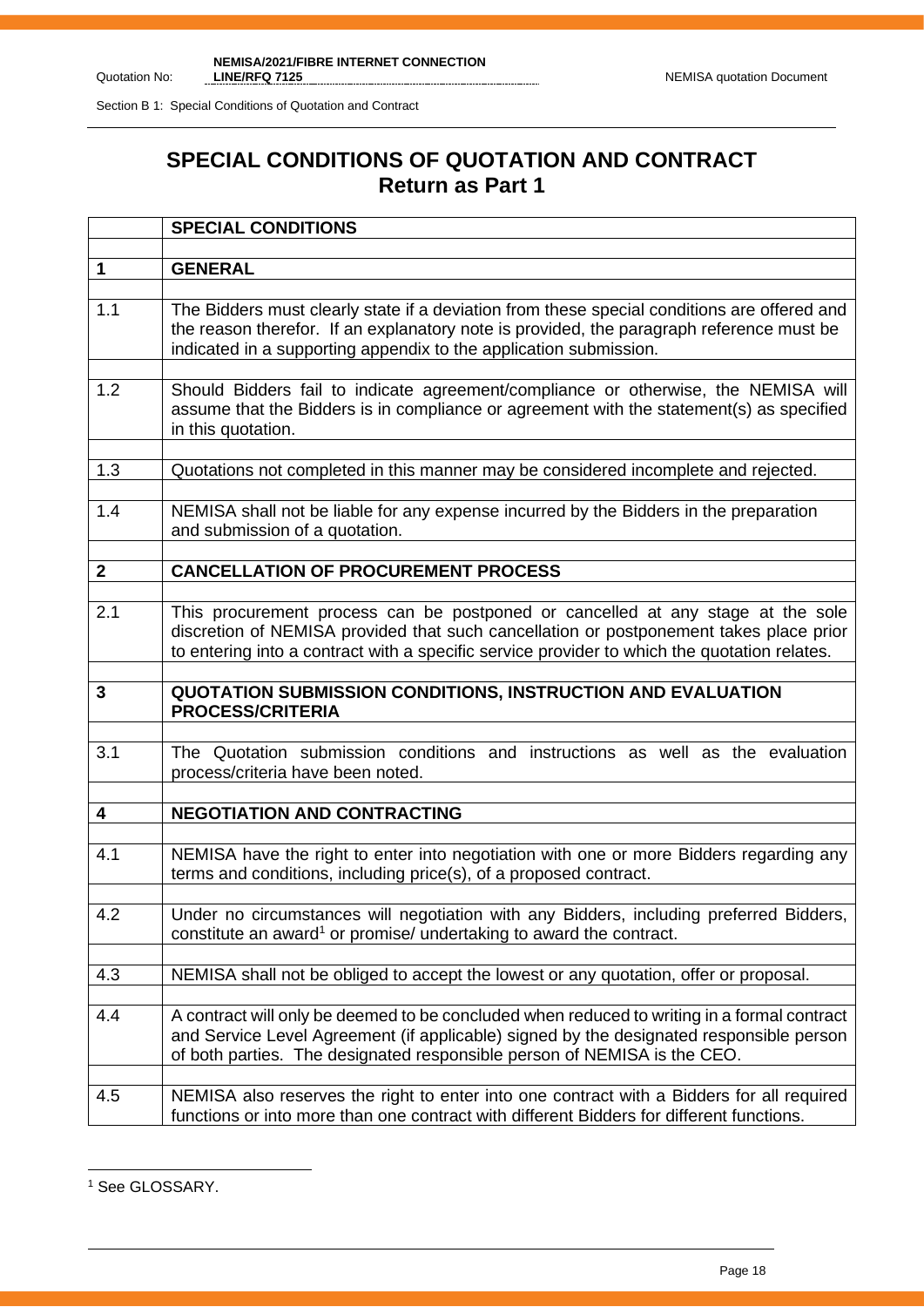# SPECIAL CONDITIONS OF QUOTATION AND CONTRACT
## Return as Part 1

| | **SPECIAL CONDITIONS** |
|---|---|
| **1** | **GENERAL** |
| 1.1 | The Bidders must clearly state if a deviation from these special conditions are offered and the reason therefor. If an explanatory note is provided, the paragraph reference must be indicated in a supporting appendix to the application submission. |
| 1.2 | Should Bidders fail to indicate agreement/compliance or otherwise, the NEMISA will assume that the Bidders is in compliance or agreement with the statement(s) as specified in this quotation. |
| 1.3 | Quotations not completed in this manner may be considered incomplete and rejected. |
| 1.4 | NEMISA shall not be liable for any expense incurred by the Bidders in the preparation and submission of a quotation. |
| **2** | **CANCELLATION OF PROCUREMENT PROCESS** |
| 2.1 | This procurement process can be postponed or cancelled at any stage at the sole discretion of NEMISA provided that such cancellation or postponement takes place prior to entering into a contract with a specific service provider to which the quotation relates. |
| **3** | **QUOTATION SUBMISSION CONDITIONS, INSTRUCTION AND EVALUATION PROCESS/CRITERIA** |
| 3.1 | The Quotation submission conditions and instructions as well as the evaluation process/criteria have been noted. |
| **4** | **NEGOTIATION AND CONTRACTING** |
| 4.1 | NEMISA have the right to enter into negotiation with one or more Bidders regarding any terms and conditions, including price(s), of a proposed contract. |
| 4.2 | Under no circumstances will negotiation with any Bidders, including preferred Bidders, constitute an award[1] or promise/ undertaking to award the contract. |
| 4.3 | NEMISA shall not be obliged to accept the lowest or any quotation, offer or proposal. |
| 4.4 | A contract will only be deemed to be concluded when reduced to writing in a formal contract and Service Level Agreement (if applicable) signed by the designated responsible person of both parties. The designated responsible person of NEMISA is the CEO. |
| 4.5 | NEMISA also reserves the right to enter into one contract with a Bidders for all required functions or into more than one contract with different Bidders for different functions. |

[1] See GLOSSARY.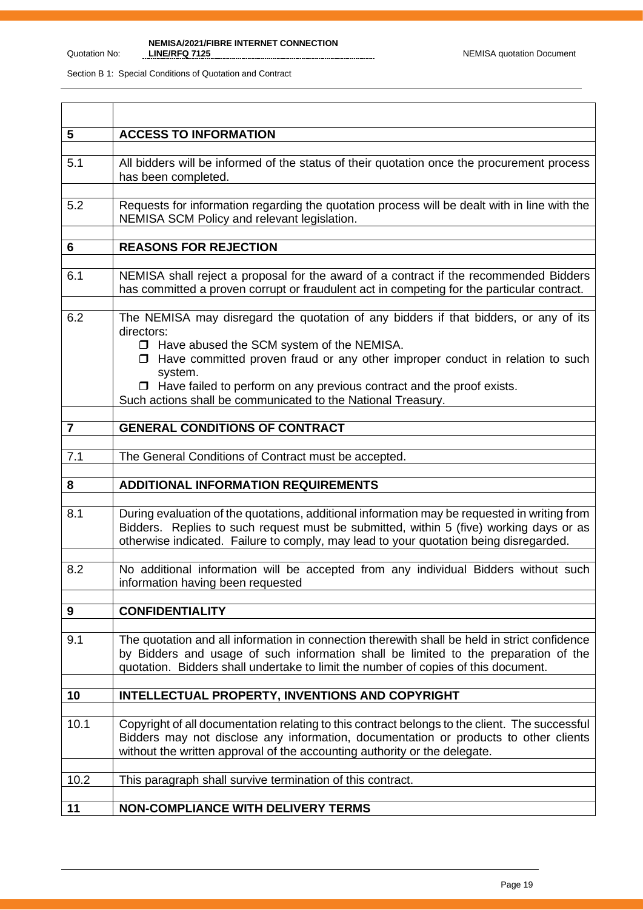Section B 1: Special Conditions of Quotation and Contract

| | |
|---|---|
| **5** | **ACCESS TO INFORMATION** |
| 5.1 | All bidders will be informed of the status of their quotation once the procurement process has been completed. |
| 5.2 | Requests for information regarding the quotation process will be dealt with in line with the NEMISA SCM Policy and relevant legislation. |
| **6** | **REASONS FOR REJECTION** |
| 6.1 | NEMISA shall reject a proposal for the award of a contract if the recommended Bidders has committed a proven corrupt or fraudulent act in competing for the particular contract. |
| 6.2 | The NEMISA may disregard the quotation of any bidders if that bidders, or any of its directors: <br>❒ Have abused the SCM system of the NEMISA. <br>❒ Have committed proven fraud or any other improper conduct in relation to such system. <br>❒ Have failed to perform on any previous contract and the proof exists. <br>Such actions shall be communicated to the National Treasury. |
| **7** | **GENERAL CONDITIONS OF CONTRACT** |
| 7.1 | The General Conditions of Contract must be accepted. |
| **8** | **ADDITIONAL INFORMATION REQUIREMENTS** |
| 8.1 | During evaluation of the quotations, additional information may be requested in writing from Bidders. Replies to such request must be submitted, within 5 (five) working days or as otherwise indicated. Failure to comply, may lead to your quotation being disregarded. |
| 8.2 | No additional information will be accepted from any individual Bidders without such information having been requested |
| **9** | **CONFIDENTIALITY** |
| 9.1 | The quotation and all information in connection therewith shall be held in strict confidence by Bidders and usage of such information shall be limited to the preparation of the quotation. Bidders shall undertake to limit the number of copies of this document. |
| **10** | **INTELLECTUAL PROPERTY, INVENTIONS AND COPYRIGHT** |
| 10.1 | Copyright of all documentation relating to this contract belongs to the client. The successful Bidders may not disclose any information, documentation or products to other clients without the written approval of the accounting authority or the delegate. |
| 10.2 | This paragraph shall survive termination of this contract. |
| **11** | **NON-COMPLIANCE WITH DELIVERY TERMS** |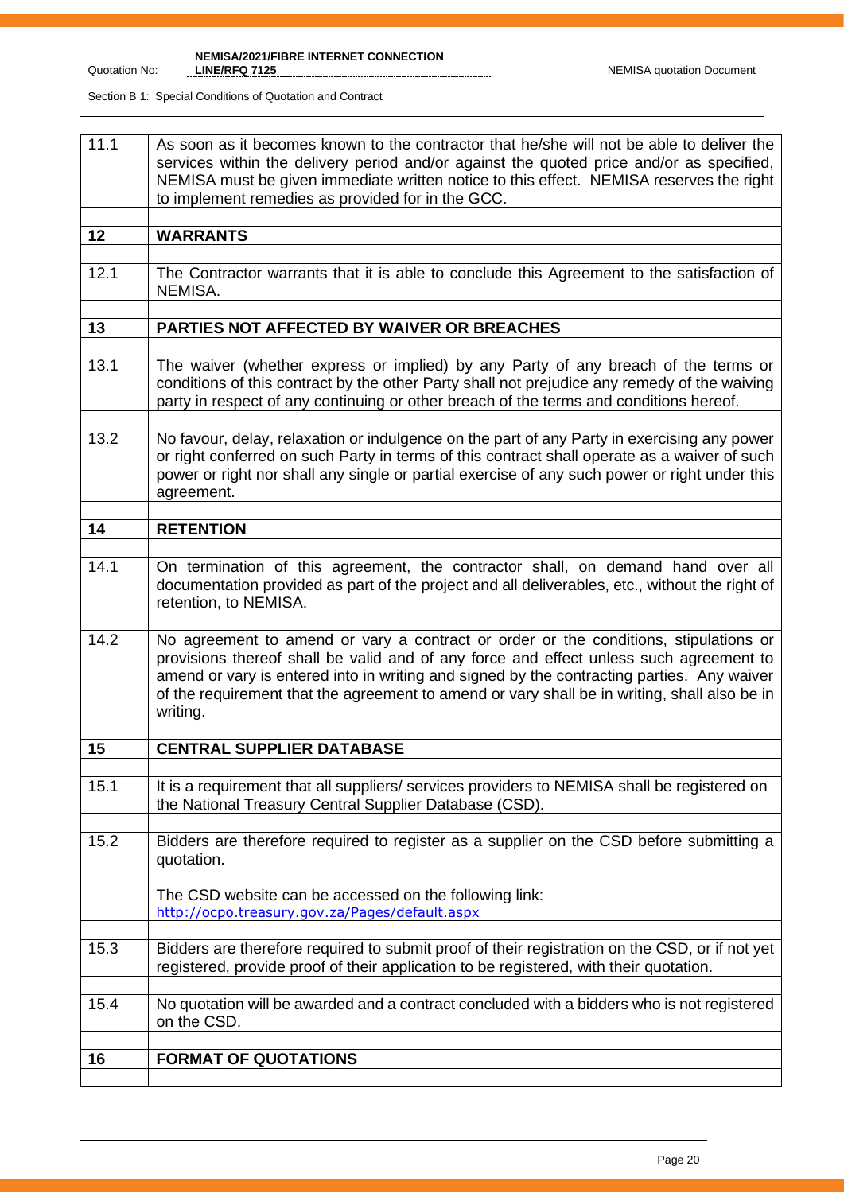| | |
|---|---|
| 11.1 | As soon as it becomes known to the contractor that he/she will not be able to deliver the services within the delivery period and/or against the quoted price and/or as specified, NEMISA must be given immediate written notice to this effect. NEMISA reserves the right to implement remedies as provided for in the GCC. |
| | |
| **12** | **WARRANTS** |
| | |
| 12.1 | The Contractor warrants that it is able to conclude this Agreement to the satisfaction of NEMISA. |
| | |
| **13** | **PARTIES NOT AFFECTED BY WAIVER OR BREACHES** |
| | |
| 13.1 | The waiver (whether express or implied) by any Party of any breach of the terms or conditions of this contract by the other Party shall not prejudice any remedy of the waiving party in respect of any continuing or other breach of the terms and conditions hereof. |
| | |
| 13.2 | No favour, delay, relaxation or indulgence on the part of any Party in exercising any power or right conferred on such Party in terms of this contract shall operate as a waiver of such power or right nor shall any single or partial exercise of any such power or right under this agreement. |
| | |
| **14** | **RETENTION** |
| | |
| 14.1 | On termination of this agreement, the contractor shall, on demand hand over all documentation provided as part of the project and all deliverables, etc., without the right of retention, to NEMISA. |
| | |
| 14.2 | No agreement to amend or vary a contract or order or the conditions, stipulations or provisions thereof shall be valid and of any force and effect unless such agreement to amend or vary is entered into in writing and signed by the contracting parties. Any waiver of the requirement that the agreement to amend or vary shall be in writing, shall also be in writing. |
| | |
| **15** | **CENTRAL SUPPLIER DATABASE** |
| | |
| 15.1 | It is a requirement that all suppliers/ services providers to NEMISA shall be registered on the National Treasury Central Supplier Database (CSD). |
| | |
| 15.2 | Bidders are therefore required to register as a supplier on the CSD before submitting a quotation.<br><br>The CSD website can be accessed on the following link:<br>http://ocpo.treasury.gov.za/Pages/default.aspx |
| | |
| 15.3 | Bidders are therefore required to submit proof of their registration on the CSD, or if not yet registered, provide proof of their application to be registered, with their quotation. |
| | |
| 15.4 | No quotation will be awarded and a contract concluded with a bidders who is not registered on the CSD. |
| | |
| **16** | **FORMAT OF QUOTATIONS** |
| | |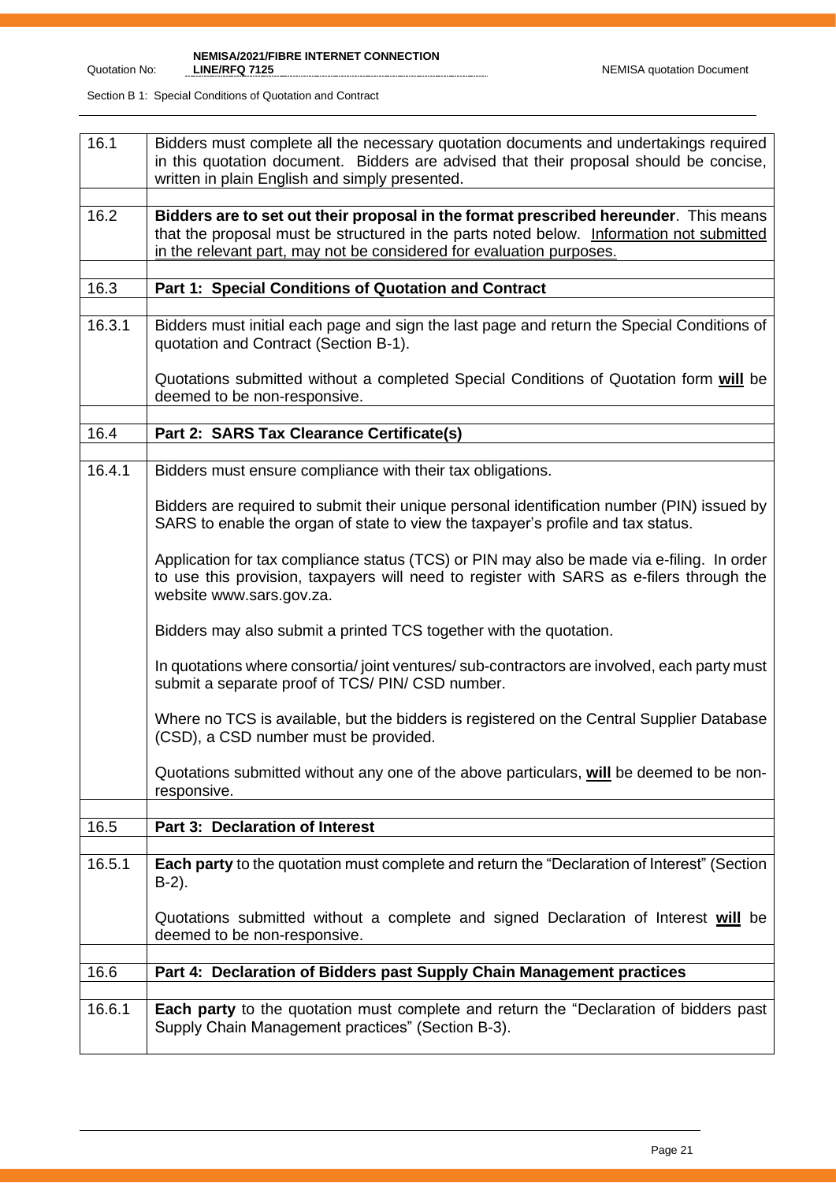Section B 1: Special Conditions of Quotation and Contract

| | |
|---|---|
| 16.1 | Bidders must complete all the necessary quotation documents and undertakings required in this quotation document. Bidders are advised that their proposal should be concise, written in plain English and simply presented. |
| | |
| 16.2 | **Bidders are to set out their proposal in the format prescribed hereunder**. This means that the proposal must be structured in the parts noted below. Information not submitted in the relevant part, may not be considered for evaluation purposes. |
| | |
| 16.3 | **Part 1: Special Conditions of Quotation and Contract** |
| | |
| 16.3.1 | Bidders must initial each page and sign the last page and return the Special Conditions of quotation and Contract (Section B-1).<br><br>Quotations submitted without a completed Special Conditions of Quotation form **will** be deemed to be non-responsive. |
| | |
| 16.4 | **Part 2: SARS Tax Clearance Certificate(s)** |
| | |
| 16.4.1 | Bidders must ensure compliance with their tax obligations.<br><br>Bidders are required to submit their unique personal identification number (PIN) issued by SARS to enable the organ of state to view the taxpayer's profile and tax status.<br><br>Application for tax compliance status (TCS) or PIN may also be made via e-filing. In order to use this provision, taxpayers will need to register with SARS as e-filers through the website www.sars.gov.za.<br><br>Bidders may also submit a printed TCS together with the quotation.<br><br>In quotations where consortia/ joint ventures/ sub-contractors are involved, each party must submit a separate proof of TCS/ PIN/ CSD number.<br><br>Where no TCS is available, but the bidders is registered on the Central Supplier Database (CSD), a CSD number must be provided.<br><br>Quotations submitted without any one of the above particulars, **will** be deemed to be non-responsive. |
| | |
| 16.5 | **Part 3: Declaration of Interest** |
| | |
| 16.5.1 | **Each party** to the quotation must complete and return the "Declaration of Interest" (Section B-2).<br><br>Quotations submitted without a complete and signed Declaration of Interest **will** be deemed to be non-responsive. |
| | |
| 16.6 | **Part 4: Declaration of Bidders past Supply Chain Management practices** |
| | |
| 16.6.1 | **Each party** to the quotation must complete and return the "Declaration of bidders past Supply Chain Management practices" (Section B-3). |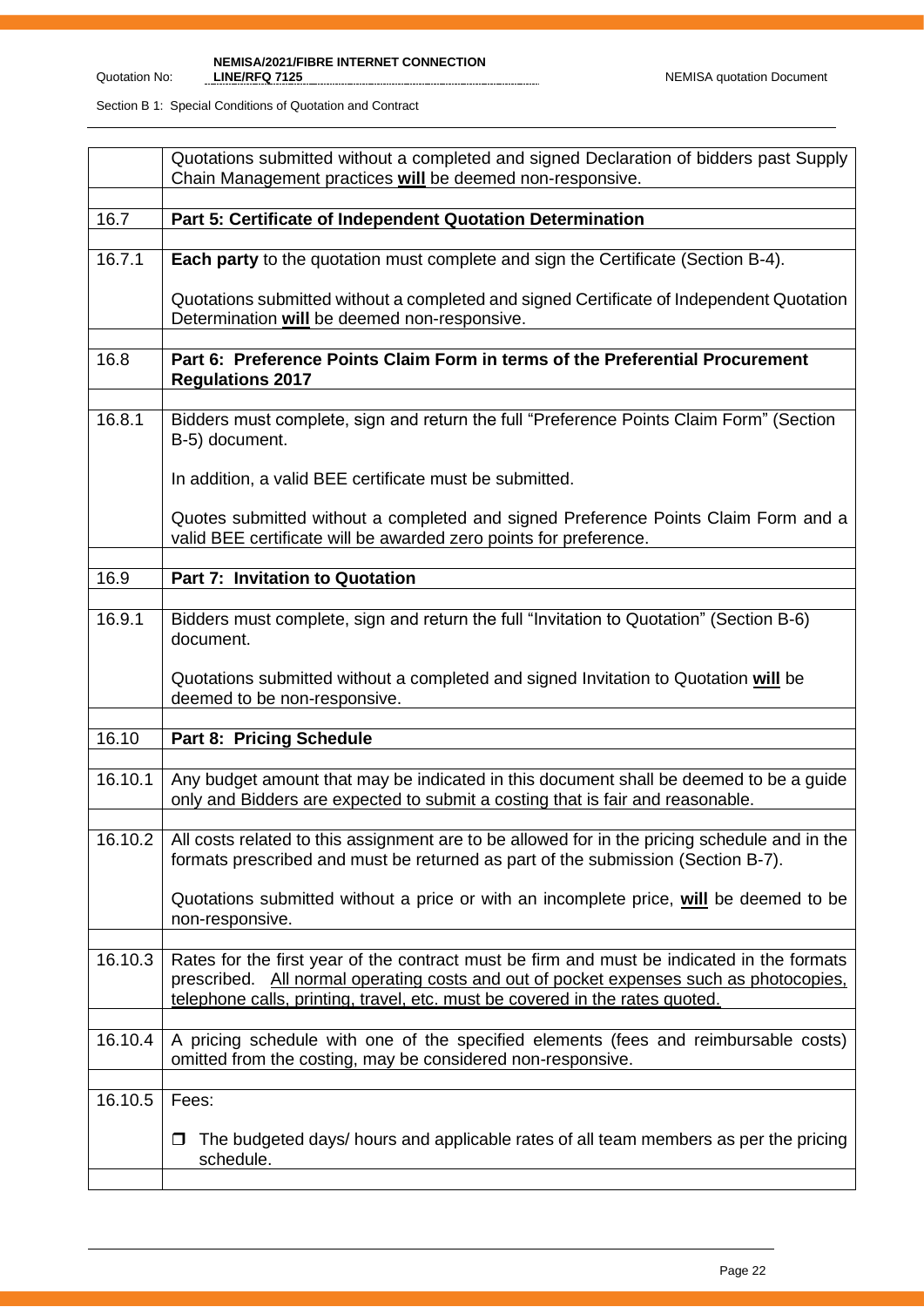| | |
|---|---|
| | Quotations submitted without a completed and signed Declaration of bidders past Supply Chain Management practices **will** be deemed non-responsive. |
| | |
| 16.7 | **Part 5: Certificate of Independent Quotation Determination** |
| | |
| 16.7.1 | **Each party** to the quotation must complete and sign the Certificate (Section B-4).<br><br>Quotations submitted without a completed and signed Certificate of Independent Quotation Determination **will** be deemed non-responsive. |
| | |
| 16.8 | **Part 6: Preference Points Claim Form in terms of the Preferential Procurement Regulations 2017** |
| | |
| 16.8.1 | Bidders must complete, sign and return the full "Preference Points Claim Form" (Section B-5) document.<br><br>In addition, a valid BEE certificate must be submitted.<br><br>Quotes submitted without a completed and signed Preference Points Claim Form and a valid BEE certificate will be awarded zero points for preference. |
| | |
| 16.9 | **Part 7: Invitation to Quotation** |
| | |
| 16.9.1 | Bidders must complete, sign and return the full "Invitation to Quotation" (Section B-6) document.<br><br>Quotations submitted without a completed and signed Invitation to Quotation **will** be deemed to be non-responsive. |
| | |
| 16.10 | **Part 8: Pricing Schedule** |
| | |
| 16.10.1 | Any budget amount that may be indicated in this document shall be deemed to be a guide only and Bidders are expected to submit a costing that is fair and reasonable. |
| | |
| 16.10.2 | All costs related to this assignment are to be allowed for in the pricing schedule and in the formats prescribed and must be returned as part of the submission (Section B-7).<br><br>Quotations submitted without a price or with an incomplete price, **will** be deemed to be non-responsive. |
| | |
| 16.10.3 | Rates for the first year of the contract must be firm and must be indicated in the formats prescribed. <u>All normal operating costs and out of pocket expenses such as photocopies, telephone calls, printing, travel, etc. must be covered in the rates quoted.</u> |
| | |
| 16.10.4 | A pricing schedule with one of the specified elements (fees and reimbursable costs) omitted from the costing, may be considered non-responsive. |
| | |
| 16.10.5 | Fees:<br><br>❒ The budgeted days/ hours and applicable rates of all team members as per the pricing schedule. |
| | |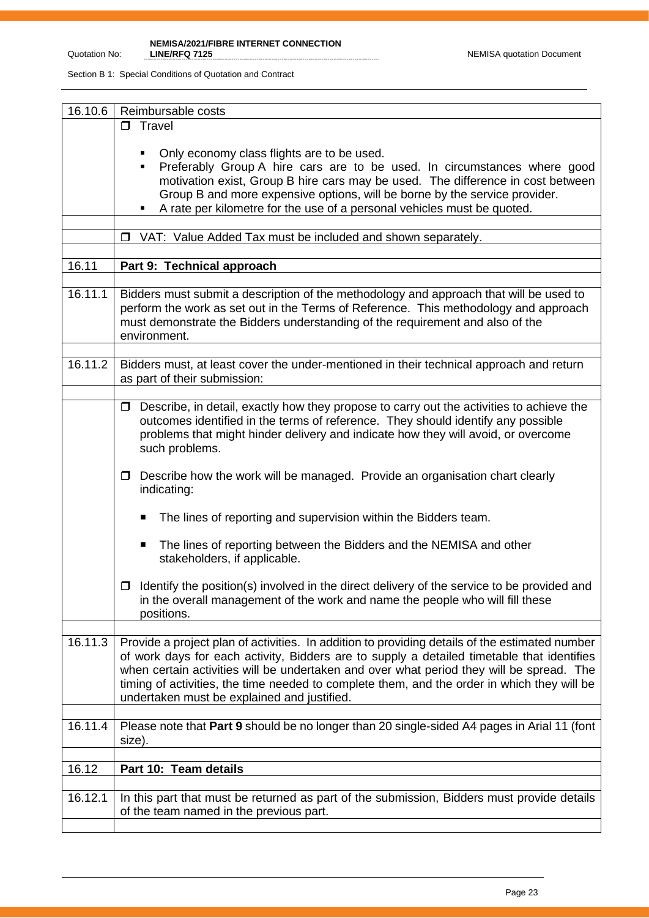| | |
|---|---|
| 16.10.6 | Reimbursable costs |
| | ❐ Travel<br><br>▪ Only economy class flights are to be used.<br>▪ Preferably Group A hire cars are to be used. In circumstances where good motivation exist, Group B hire cars may be used. The difference in cost between Group B and more expensive options, will be borne by the service provider.<br>▪ A rate per kilometre for the use of a personal vehicles must be quoted. |
| | |
| | ❐ VAT: Value Added Tax must be included and shown separately. |
| | |
| 16.11 | **Part 9: Technical approach** |
| | |
| 16.11.1 | Bidders must submit a description of the methodology and approach that will be used to perform the work as set out in the Terms of Reference. This methodology and approach must demonstrate the Bidders understanding of the requirement and also of the environment. |
| | |
| 16.11.2 | Bidders must, at least cover the under-mentioned in their technical approach and return as part of their submission: |
| | |
| | ❐ Describe, in detail, exactly how they propose to carry out the activities to achieve the outcomes identified in the terms of reference. They should identify any possible problems that might hinder delivery and indicate how they will avoid, or overcome such problems.<br><br>❐ Describe how the work will be managed. Provide an organisation chart clearly indicating:<br><br>▪ The lines of reporting and supervision within the Bidders team.<br><br>▪ The lines of reporting between the Bidders and the NEMISA and other stakeholders, if applicable.<br><br>❐ Identify the position(s) involved in the direct delivery of the service to be provided and in the overall management of the work and name the people who will fill these positions. |
| | |
| 16.11.3 | Provide a project plan of activities. In addition to providing details of the estimated number of work days for each activity, Bidders are to supply a detailed timetable that identifies when certain activities will be undertaken and over what period they will be spread. The timing of activities, the time needed to complete them, and the order in which they will be undertaken must be explained and justified. |
| | |
| 16.11.4 | Please note that **Part 9** should be no longer than 20 single-sided A4 pages in Arial 11 (font size). |
| | |
| 16.12 | **Part 10: Team details** |
| | |
| 16.12.1 | In this part that must be returned as part of the submission, Bidders must provide details of the team named in the previous part. |
| | |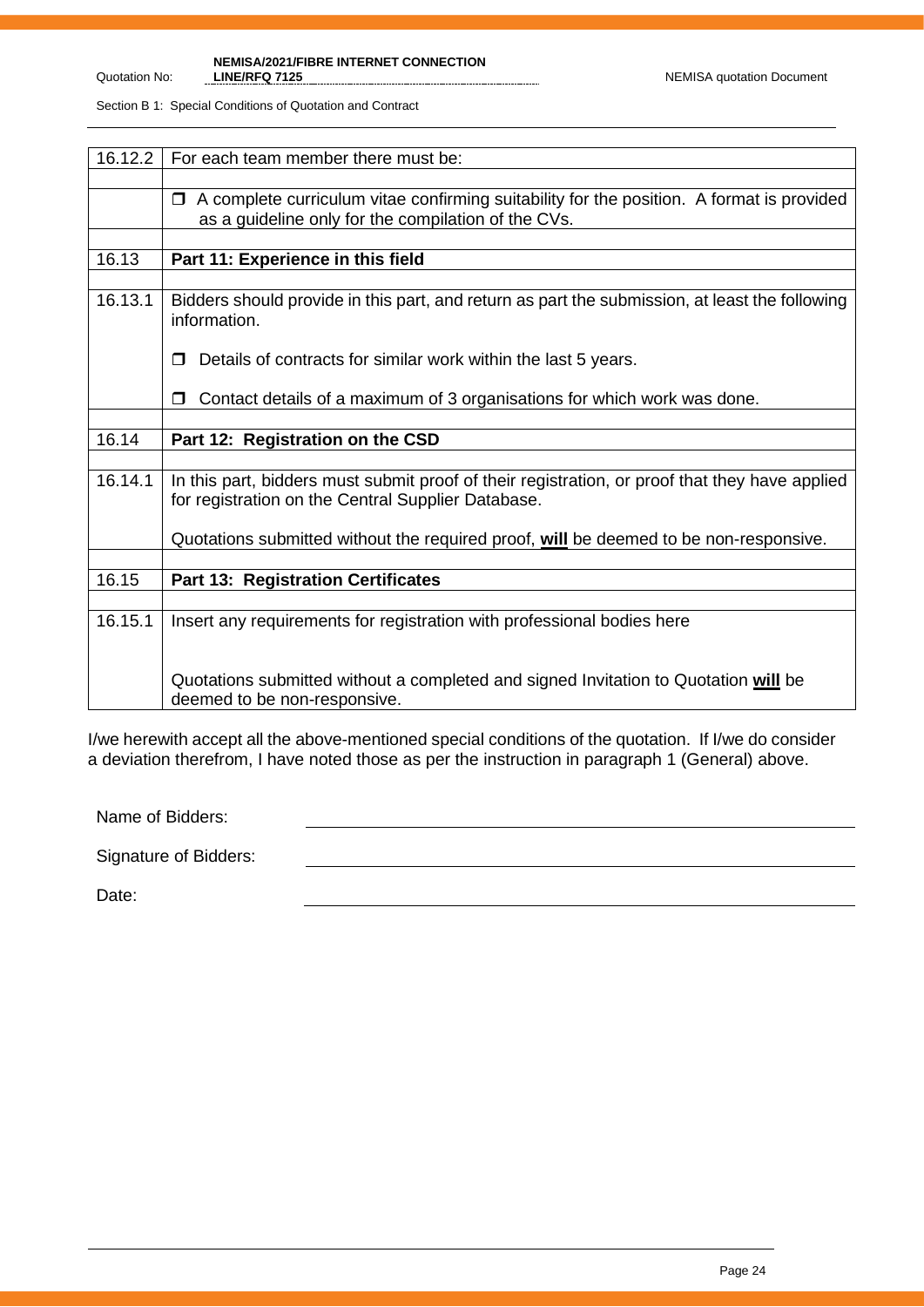| | |
|---|---|
| 16.12.2 | For each team member there must be: |
| | |
| | ❒ A complete curriculum vitae confirming suitability for the position. A format is provided as a guideline only for the compilation of the CVs. |
| | |
| 16.13 | **Part 11: Experience in this field** |
| | |
| 16.13.1 | Bidders should provide in this part, and return as part the submission, at least the following information.<br><br>❒ Details of contracts for similar work within the last 5 years.<br><br>❒ Contact details of a maximum of 3 organisations for which work was done. |
| | |
| 16.14 | **Part 12: Registration on the CSD** |
| | |
| 16.14.1 | In this part, bidders must submit proof of their registration, or proof that they have applied for registration on the Central Supplier Database.<br><br>Quotations submitted without the required proof, **will** be deemed to be non-responsive. |
| | |
| 16.15 | **Part 13: Registration Certificates** |
| | |
| 16.15.1 | Insert any requirements for registration with professional bodies here<br><br>Quotations submitted without a completed and signed Invitation to Quotation **will** be deemed to be non-responsive. |

I/we herewith accept all the above-mentioned special conditions of the quotation. If I/we do consider a deviation therefrom, I have noted those as per the instruction in paragraph 1 (General) above.

Name of Bidders: ______________________________

Signature of Bidders: ______________________________

Date: ______________________________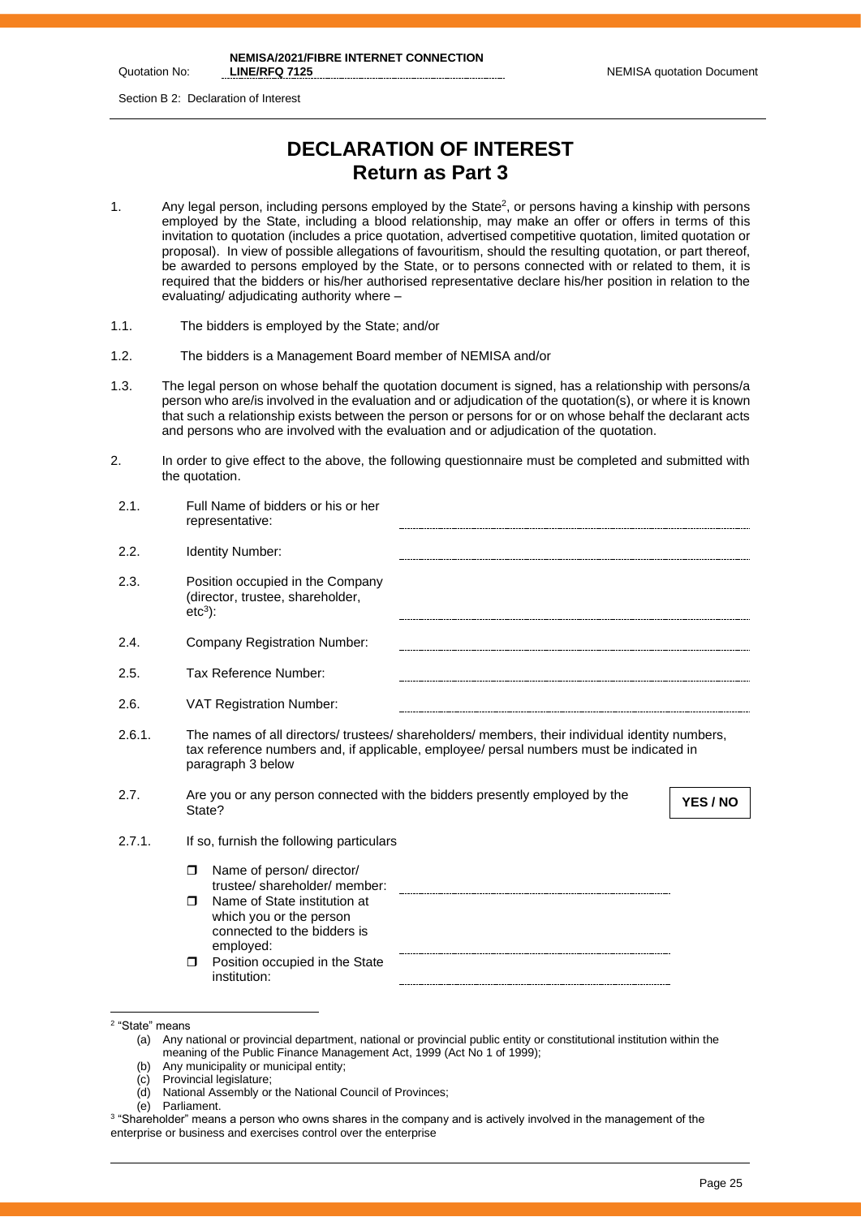# DECLARATION OF INTEREST
## Return as Part 3

1. Any legal person, including persons employed by the State[2], or persons having a kinship with persons employed by the State, including a blood relationship, may make an offer or offers in terms of this invitation to quotation (includes a price quotation, advertised competitive quotation, limited quotation or proposal). In view of possible allegations of favouritism, should the resulting quotation, or part thereof, be awarded to persons employed by the State, or to persons connected with or related to them, it is required that the bidders or his/her authorised representative declare his/her position in relation to the evaluating/ adjudicating authority where –

1.1. The bidders is employed by the State; and/or

1.2. The bidders is a Management Board member of NEMISA and/or

1.3. The legal person on whose behalf the quotation document is signed, has a relationship with persons/a person who are/is involved in the evaluation and or adjudication of the quotation(s), or where it is known that such a relationship exists between the person or persons for or on whose behalf the declarant acts and persons who are involved with the evaluation and or adjudication of the quotation.

2. In order to give effect to the above, the following questionnaire must be completed and submitted with the quotation.

2.1. Full Name of bidders or his or her representative: ____________________

2.2. Identity Number: ____________________

2.3. Position occupied in the Company (director, trustee, shareholder, etc[3]): ____________________

2.4. Company Registration Number: ____________________

2.5. Tax Reference Number: ____________________

2.6. VAT Registration Number: ____________________

2.6.1. The names of all directors/ trustees/ shareholders/ members, their individual identity numbers, tax reference numbers and, if applicable, employee/ persal numbers must be indicated in paragraph 3 below

2.7. Are you or any person connected with the bidders presently employed by the State? **YES / NO**

2.7.1. If so, furnish the following particulars

- ☐ Name of person/ director/ trustee/ shareholder/ member: ____________________
- ☐ Name of State institution at which you or the person connected to the bidders is employed: ____________________
- ☐ Position occupied in the State institution: ____________________

---

[2] "State" means
(a) Any national or provincial department, national or provincial public entity or constitutional institution within the meaning of the Public Finance Management Act, 1999 (Act No 1 of 1999);
(b) Any municipality or municipal entity;
(c) Provincial legislature;
(d) National Assembly or the National Council of Provinces;
(e) Parliament.

[3] "Shareholder" means a person who owns shares in the company and is actively involved in the management of the enterprise or business and exercises control over the enterprise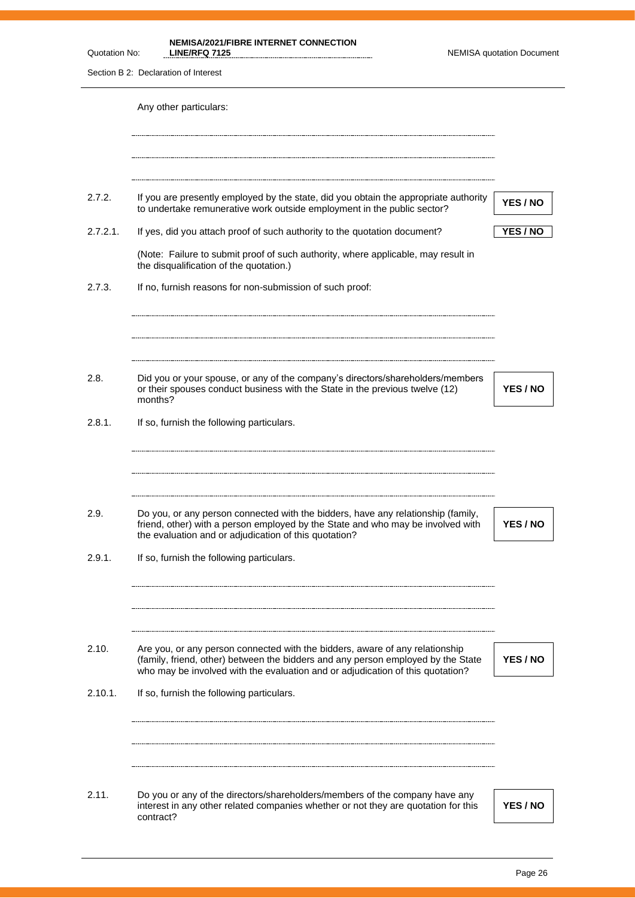Any other particulars:

.................................................................................................................................

.................................................................................................................................

.................................................................................................................................

2.7.2. If you are presently employed by the state, did you obtain the appropriate authority to undertake remunerative work outside employment in the public sector? **YES / NO**

2.7.2.1. If yes, did you attach proof of such authority to the quotation document? **YES / NO**

(Note: Failure to submit proof of such authority, where applicable, may result in the disqualification of the quotation.)

2.7.3. If no, furnish reasons for non-submission of such proof:

.................................................................................................................................

.................................................................................................................................

.................................................................................................................................

2.8. Did you or your spouse, or any of the company's directors/shareholders/members or their spouses conduct business with the State in the previous twelve (12) months? **YES / NO**

2.8.1. If so, furnish the following particulars.

.................................................................................................................................

.................................................................................................................................

.................................................................................................................................

2.9. Do you, or any person connected with the bidders, have any relationship (family, friend, other) with a person employed by the State and who may be involved with the evaluation and or adjudication of this quotation? **YES / NO**

2.9.1. If so, furnish the following particulars.

.................................................................................................................................

.................................................................................................................................

.................................................................................................................................

2.10. Are you, or any person connected with the bidders, aware of any relationship (family, friend, other) between the bidders and any person employed by the State who may be involved with the evaluation and or adjudication of this quotation? **YES / NO**

2.10.1. If so, furnish the following particulars.

.................................................................................................................................

.................................................................................................................................

.................................................................................................................................

2.11. Do you or any of the directors/shareholders/members of the company have any interest in any other related companies whether or not they are quotation for this contract? **YES / NO**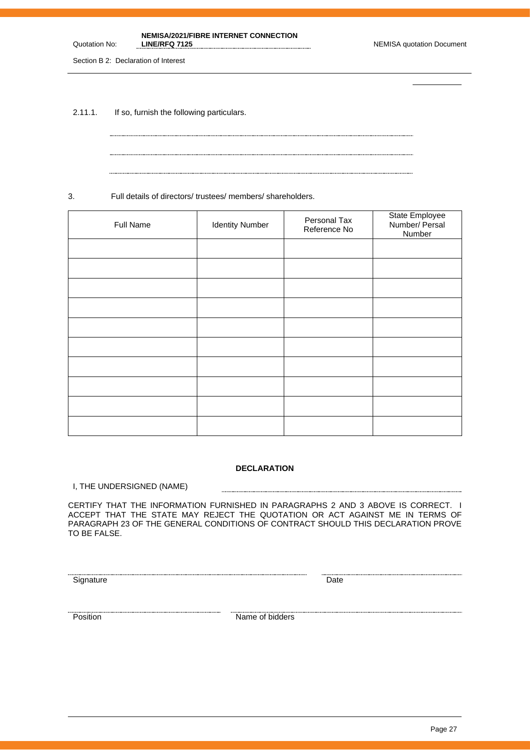2.11.1. If so, furnish the following particulars.

.............................................................................................................................................

.............................................................................................................................................

.............................................................................................................................................

3. Full details of directors/ trustees/ members/ shareholders.

| Full Name | Identity Number | Personal Tax Reference No | State Employee Number/ Persal Number |
|---|---|---|---|
| | | | |
| | | | |
| | | | |
| | | | |
| | | | |
| | | | |
| | | | |
| | | | |
| | | | |
| | | | |

**DECLARATION**

I, THE UNDERSIGNED (NAME) .............................................................................................

CERTIFY THAT THE INFORMATION FURNISHED IN PARAGRAPHS 2 AND 3 ABOVE IS CORRECT. I ACCEPT THAT THE STATE MAY REJECT THE QUOTATION OR ACT AGAINST ME IN TERMS OF PARAGRAPH 23 OF THE GENERAL CONDITIONS OF CONTRACT SHOULD THIS DECLARATION PROVE TO BE FALSE.

............................................................................ ............................................

Signature Date

............................................................................ ............................................

Position Name of bidders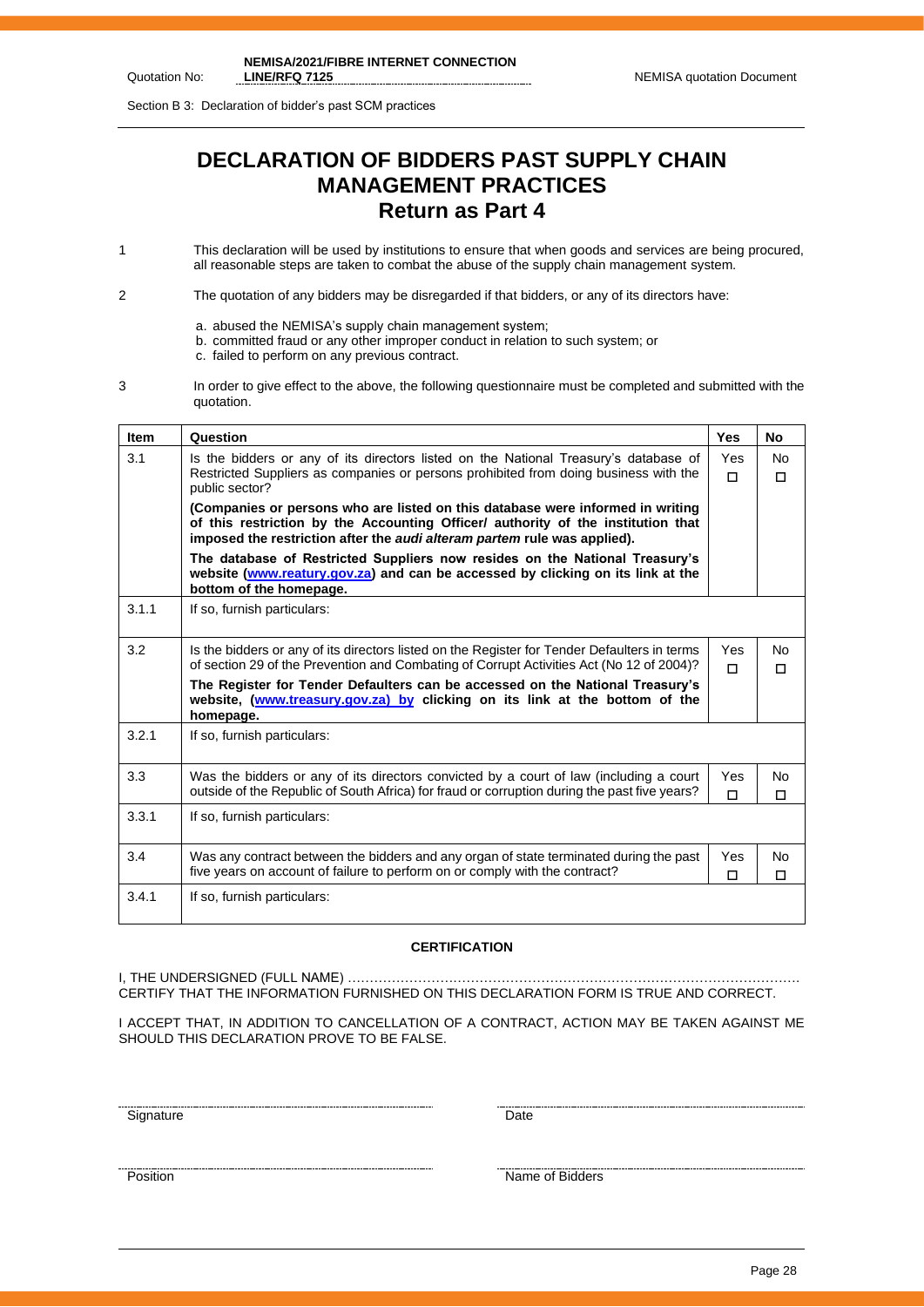# DECLARATION OF BIDDERS PAST SUPPLY CHAIN MANAGEMENT PRACTICES

## Return as Part 4

1 This declaration will be used by institutions to ensure that when goods and services are being procured, all reasonable steps are taken to combat the abuse of the supply chain management system.

2 The quotation of any bidders may be disregarded if that bidders, or any of its directors have:

a. abused the NEMISA's supply chain management system;
b. committed fraud or any other improper conduct in relation to such system; or
c. failed to perform on any previous contract.

3 In order to give effect to the above, the following questionnaire must be completed and submitted with the quotation.

| Item | Question | Yes | No |
|---|---|---|---|
| 3.1 | Is the bidders or any of its directors listed on the National Treasury's database of Restricted Suppliers as companies or persons prohibited from doing business with the public sector?<br>**(Companies or persons who are listed on this database were informed in writing of this restriction by the Accounting Officer/ authority of the institution that imposed the restriction after the *audi alteram partem* rule was applied).**<br>**The database of Restricted Suppliers now resides on the National Treasury's website (www.reatury.gov.za) and can be accessed by clicking on its link at the bottom of the homepage.** | Yes ☐ | No ☐ |
| 3.1.1 | If so, furnish particulars: | | |
| 3.2 | Is the bidders or any of its directors listed on the Register for Tender Defaulters in terms of section 29 of the Prevention and Combating of Corrupt Activities Act (No 12 of 2004)?<br>**The Register for Tender Defaulters can be accessed on the National Treasury's website, (www.treasury.gov.za) by clicking on its link at the bottom of the homepage.** | Yes ☐ | No ☐ |
| 3.2.1 | If so, furnish particulars: | | |
| 3.3 | Was the bidders or any of its directors convicted by a court of law (including a court outside of the Republic of South Africa) for fraud or corruption during the past five years? | Yes ☐ | No ☐ |
| 3.3.1 | If so, furnish particulars: | | |
| 3.4 | Was any contract between the bidders and any organ of state terminated during the past five years on account of failure to perform on or comply with the contract? | Yes ☐ | No ☐ |
| 3.4.1 | If so, furnish particulars: | | |

**CERTIFICATION**

I, THE UNDERSIGNED (FULL NAME) ………………………………………………………………………………………
CERTIFY THAT THE INFORMATION FURNISHED ON THIS DECLARATION FORM IS TRUE AND CORRECT.

I ACCEPT THAT, IN ADDITION TO CANCELLATION OF A CONTRACT, ACTION MAY BE TAKEN AGAINST ME SHOULD THIS DECLARATION PROVE TO BE FALSE.

Signature ............................................ Date ............................................

Position ............................................ Name of Bidders ............................................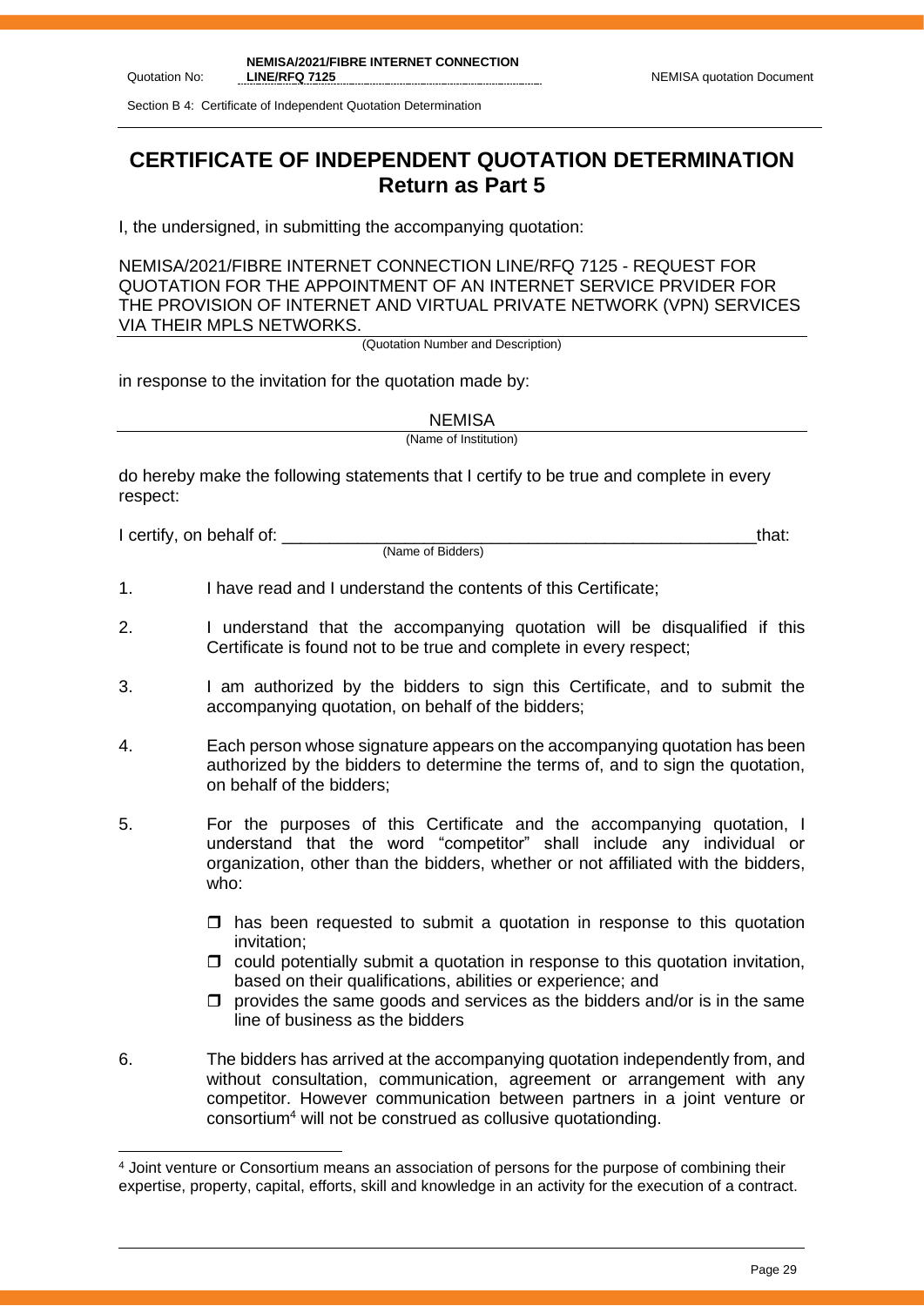# CERTIFICATE OF INDEPENDENT QUOTATION DETERMINATION
## Return as Part 5

I, the undersigned, in submitting the accompanying quotation:

NEMISA/2021/FIBRE INTERNET CONNECTION LINE/RFQ 7125 - REQUEST FOR QUOTATION FOR THE APPOINTMENT OF AN INTERNET SERVICE PRVIDER FOR THE PROVISION OF INTERNET AND VIRTUAL PRIVATE NETWORK (VPN) SERVICES VIA THEIR MPLS NETWORKS.

(Quotation Number and Description)

in response to the invitation for the quotation made by:

NEMISA

(Name of Institution)

do hereby make the following statements that I certify to be true and complete in every respect:

I certify, on behalf of: ___________________________________________________that:

(Name of Bidders)

1. I have read and I understand the contents of this Certificate;
2. I understand that the accompanying quotation will be disqualified if this Certificate is found not to be true and complete in every respect;
3. I am authorized by the bidders to sign this Certificate, and to submit the accompanying quotation, on behalf of the bidders;
4. Each person whose signature appears on the accompanying quotation has been authorized by the bidders to determine the terms of, and to sign the quotation, on behalf of the bidders;
5. For the purposes of this Certificate and the accompanying quotation, I understand that the word "competitor" shall include any individual or organization, other than the bidders, whether or not affiliated with the bidders, who:
   - ☐ has been requested to submit a quotation in response to this quotation invitation;
   - ☐ could potentially submit a quotation in response to this quotation invitation, based on their qualifications, abilities or experience; and
   - ☐ provides the same goods and services as the bidders and/or is in the same line of business as the bidders
6. The bidders has arrived at the accompanying quotation independently from, and without consultation, communication, agreement or arrangement with any competitor. However communication between partners in a joint venture or consortium[4] will not be construed as collusive quotationding.

[4] Joint venture or Consortium means an association of persons for the purpose of combining their expertise, property, capital, efforts, skill and knowledge in an activity for the execution of a contract.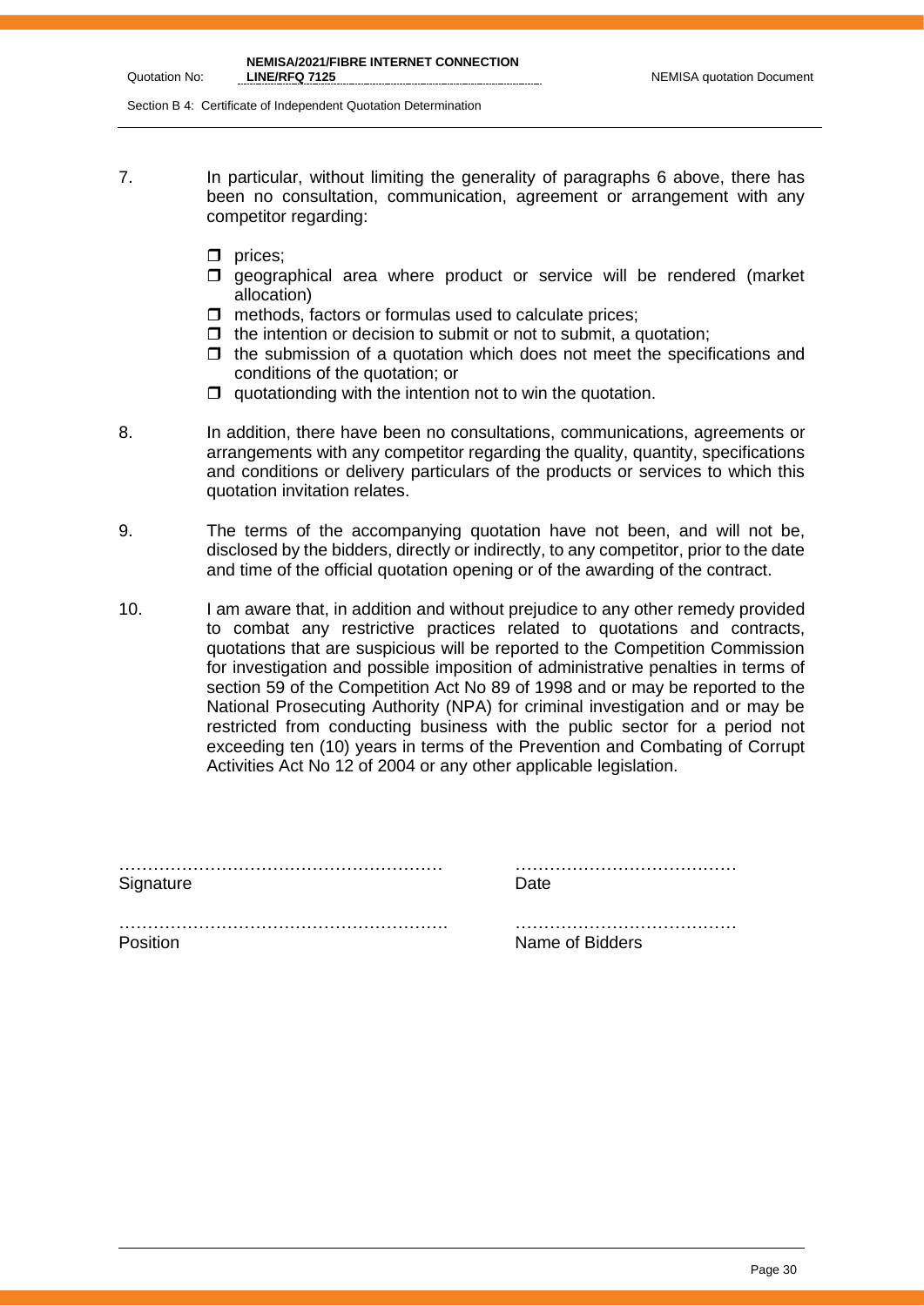7. In particular, without limiting the generality of paragraphs 6 above, there has been no consultation, communication, agreement or arrangement with any competitor regarding:

   - prices;
   - geographical area where product or service will be rendered (market allocation)
   - methods, factors or formulas used to calculate prices;
   - the intention or decision to submit or not to submit, a quotation;
   - the submission of a quotation which does not meet the specifications and conditions of the quotation; or
   - quotationding with the intention not to win the quotation.

8. In addition, there have been no consultations, communications, agreements or arrangements with any competitor regarding the quality, quantity, specifications and conditions or delivery particulars of the products or services to which this quotation invitation relates.

9. The terms of the accompanying quotation have not been, and will not be, disclosed by the bidders, directly or indirectly, to any competitor, prior to the date and time of the official quotation opening or of the awarding of the contract.

10. I am aware that, in addition and without prejudice to any other remedy provided to combat any restrictive practices related to quotations and contracts, quotations that are suspicious will be reported to the Competition Commission for investigation and possible imposition of administrative penalties in terms of section 59 of the Competition Act No 89 of 1998 and or may be reported to the National Prosecuting Authority (NPA) for criminal investigation and or may be restricted from conducting business with the public sector for a period not exceeding ten (10) years in terms of the Prevention and Combating of Corrupt Activities Act No 12 of 2004 or any other applicable legislation.

………………………………………………… Signature

………………………………… Date

………………………………………………… Position

………………………………… Name of Bidders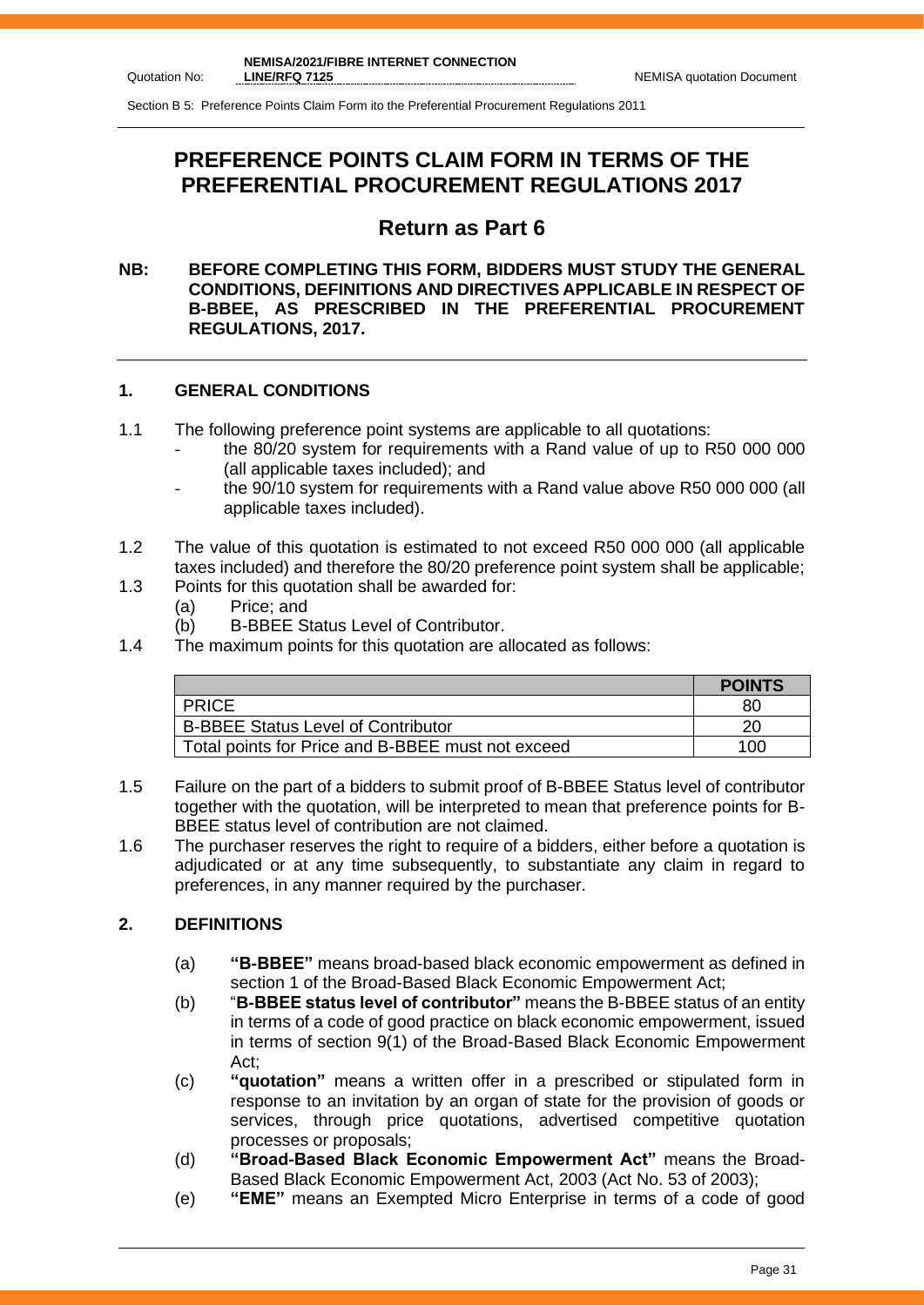# PREFERENCE POINTS CLAIM FORM IN TERMS OF THE PREFERENTIAL PROCUREMENT REGULATIONS 2017

## Return as Part 6

**NB: BEFORE COMPLETING THIS FORM, BIDDERS MUST STUDY THE GENERAL CONDITIONS, DEFINITIONS AND DIRECTIVES APPLICABLE IN RESPECT OF B-BBEE, AS PRESCRIBED IN THE PREFERENTIAL PROCUREMENT REGULATIONS, 2017.**

### 1. GENERAL CONDITIONS

1.1 The following preference point systems are applicable to all quotations:
- the 80/20 system for requirements with a Rand value of up to R50 000 000 (all applicable taxes included); and
- the 90/10 system for requirements with a Rand value above R50 000 000 (all applicable taxes included).

1.2 The value of this quotation is estimated to not exceed R50 000 000 (all applicable taxes included) and therefore the 80/20 preference point system shall be applicable;

1.3 Points for this quotation shall be awarded for:
  (a) Price; and
  (b) B-BBEE Status Level of Contributor.

1.4 The maximum points for this quotation are allocated as follows:

| | POINTS |
|---|---|
| PRICE | 80 |
| B-BBEE Status Level of Contributor | 20 |
| Total points for Price and B-BBEE must not exceed | 100 |

1.5 Failure on the part of a bidders to submit proof of B-BBEE Status level of contributor together with the quotation, will be interpreted to mean that preference points for B-BBEE status level of contribution are not claimed.

1.6 The purchaser reserves the right to require of a bidders, either before a quotation is adjudicated or at any time subsequently, to substantiate any claim in regard to preferences, in any manner required by the purchaser.

### 2. DEFINITIONS

(a) **"B-BBEE"** means broad-based black economic empowerment as defined in section 1 of the Broad-Based Black Economic Empowerment Act;

(b) "**B-BBEE status level of contributor"** means the B-BBEE status of an entity in terms of a code of good practice on black economic empowerment, issued in terms of section 9(1) of the Broad-Based Black Economic Empowerment Act;

(c) **"quotation"** means a written offer in a prescribed or stipulated form in response to an invitation by an organ of state for the provision of goods or services, through price quotations, advertised competitive quotation processes or proposals;

(d) **"Broad-Based Black Economic Empowerment Act"** means the Broad-Based Black Economic Empowerment Act, 2003 (Act No. 53 of 2003);

(e) **"EME"** means an Exempted Micro Enterprise in terms of a code of good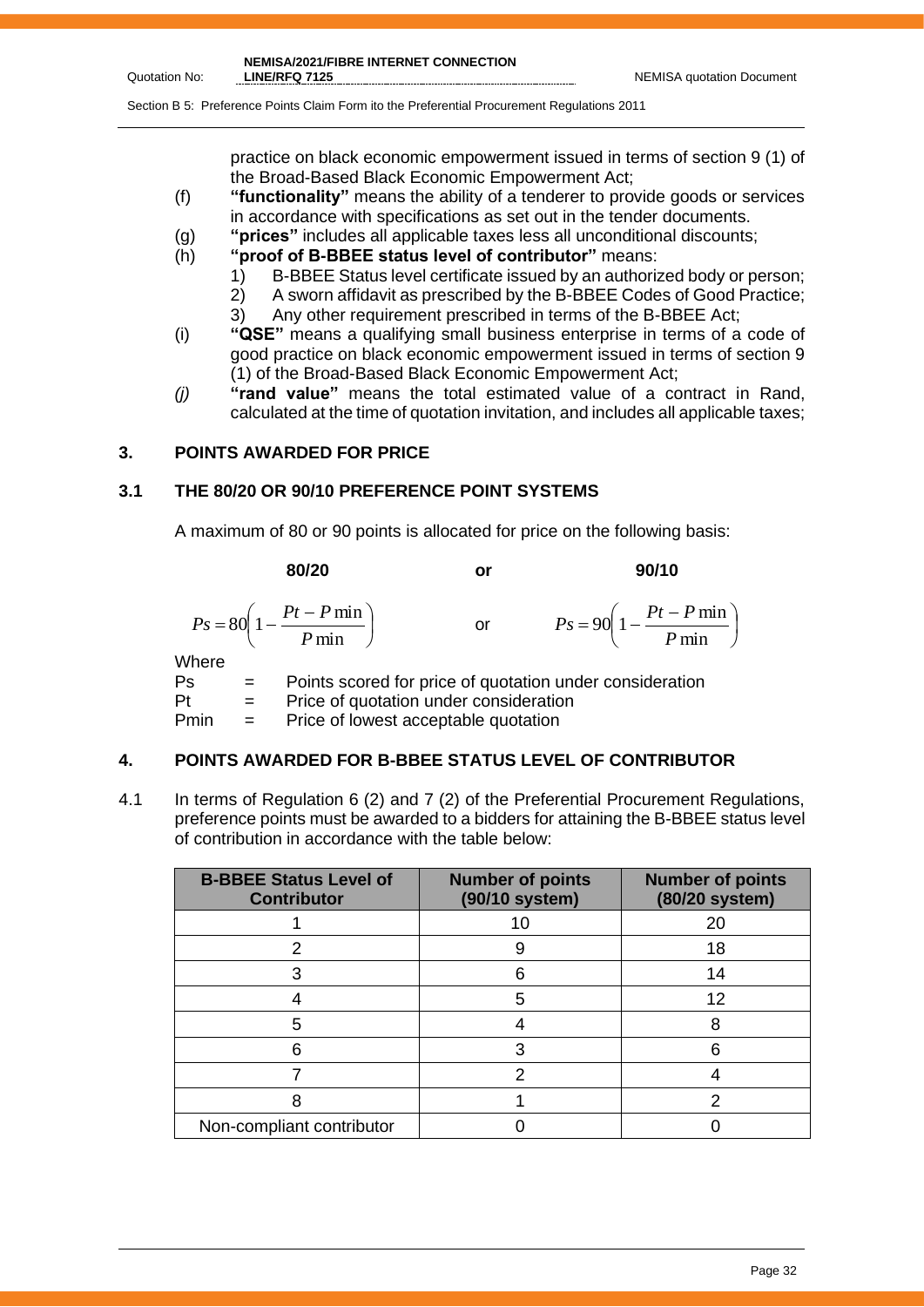practice on black economic empowerment issued in terms of section 9 (1) of the Broad-Based Black Economic Empowerment Act;

(f) **"functionality"** means the ability of a tenderer to provide goods or services in accordance with specifications as set out in the tender documents.

(g) **"prices"** includes all applicable taxes less all unconditional discounts;

(h) **"proof of B-BBEE status level of contributor"** means:
   1) B-BBEE Status level certificate issued by an authorized body or person;
   2) A sworn affidavit as prescribed by the B-BBEE Codes of Good Practice;
   3) Any other requirement prescribed in terms of the B-BBEE Act;

(i) **"QSE"** means a qualifying small business enterprise in terms of a code of good practice on black economic empowerment issued in terms of section 9 (1) of the Broad-Based Black Economic Empowerment Act;

*(j)* **"rand value"** means the total estimated value of a contract in Rand, calculated at the time of quotation invitation, and includes all applicable taxes;

## 3. POINTS AWARDED FOR PRICE

### 3.1 THE 80/20 OR 90/10 PREFERENCE POINT SYSTEMS

A maximum of 80 or 90 points is allocated for price on the following basis:

**80/20** or **90/10**

$$Ps = 80\left(1 - \frac{Pt - P\min}{P\min}\right) \quad \text{or} \quad Ps = 90\left(1 - \frac{Pt - P\min}{P\min}\right)$$

Where

Ps = Points scored for price of quotation under consideration

Pt = Price of quotation under consideration

Pmin = Price of lowest acceptable quotation

## 4. POINTS AWARDED FOR B-BBEE STATUS LEVEL OF CONTRIBUTOR

4.1 In terms of Regulation 6 (2) and 7 (2) of the Preferential Procurement Regulations, preference points must be awarded to a bidders for attaining the B-BBEE status level of contribution in accordance with the table below:

| B-BBEE Status Level of Contributor | Number of points (90/10 system) | Number of points (80/20 system) |
|---|---|---|
| 1 | 10 | 20 |
| 2 | 9 | 18 |
| 3 | 6 | 14 |
| 4 | 5 | 12 |
| 5 | 4 | 8 |
| 6 | 3 | 6 |
| 7 | 2 | 4 |
| 8 | 1 | 2 |
| Non-compliant contributor | 0 | 0 |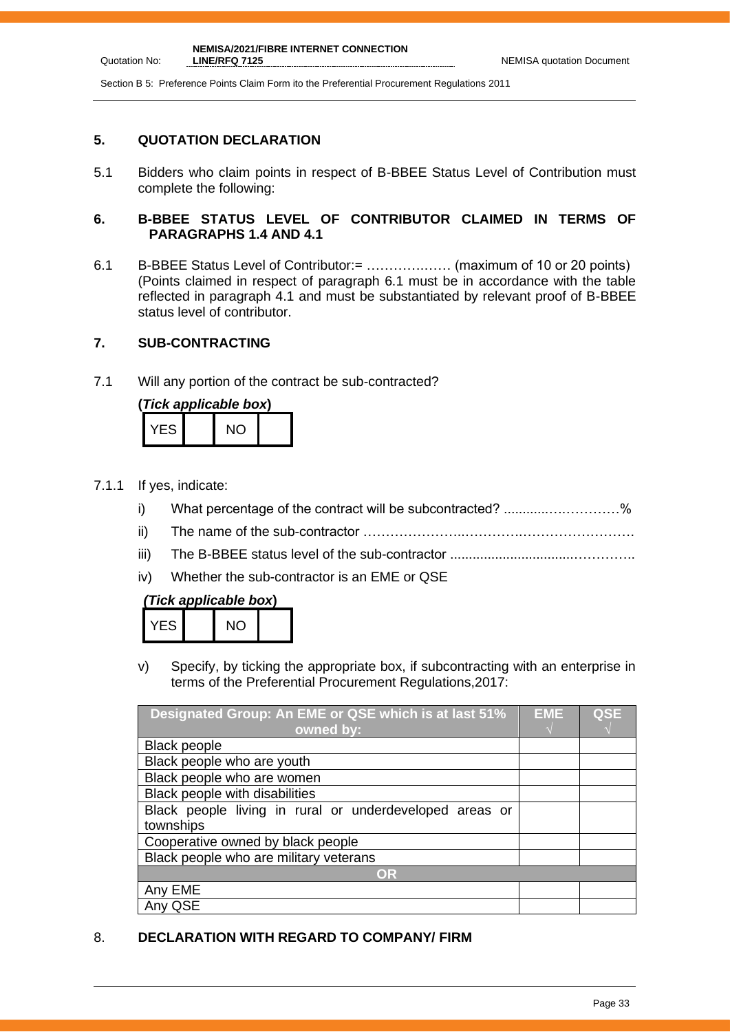## 5. QUOTATION DECLARATION

5.1 Bidders who claim points in respect of B-BBEE Status Level of Contribution must complete the following:

## 6. B-BBEE STATUS LEVEL OF CONTRIBUTOR CLAIMED IN TERMS OF PARAGRAPHS 1.4 AND 4.1

6.1 B-BBEE Status Level of Contributor:= ……………… (maximum of 10 or 20 points) (Points claimed in respect of paragraph 6.1 must be in accordance with the table reflected in paragraph 4.1 and must be substantiated by relevant proof of B-BBEE status level of contributor.

## 7. SUB-CONTRACTING

7.1 Will any portion of the contract be sub-contracted?

**(*Tick applicable box*)**

| YES | | NO | |
|---|---|---|---|

7.1.1 If yes, indicate:

i) What percentage of the contract will be subcontracted? ............……………%

ii) The name of the sub-contractor …………………..………….……………………….

iii) The B-BBEE status level of the sub-contractor ................................…………..

iv) Whether the sub-contractor is an EME or QSE

**(*Tick applicable box*)**

| YES | | NO | |
|---|---|---|---|

v) Specify, by ticking the appropriate box, if subcontracting with an enterprise in terms of the Preferential Procurement Regulations,2017:

| Designated Group: An EME or QSE which is at last 51% owned by: | EME √ | QSE √ |
|---|---|---|
| Black people | | |
| Black people who are youth | | |
| Black people who are women | | |
| Black people with disabilities | | |
| Black people living in rural or underdeveloped areas or townships | | |
| Cooperative owned by black people | | |
| Black people who are military veterans | | |
| **OR** | | |
| Any EME | | |
| Any QSE | | |

## 8. DECLARATION WITH REGARD TO COMPANY/ FIRM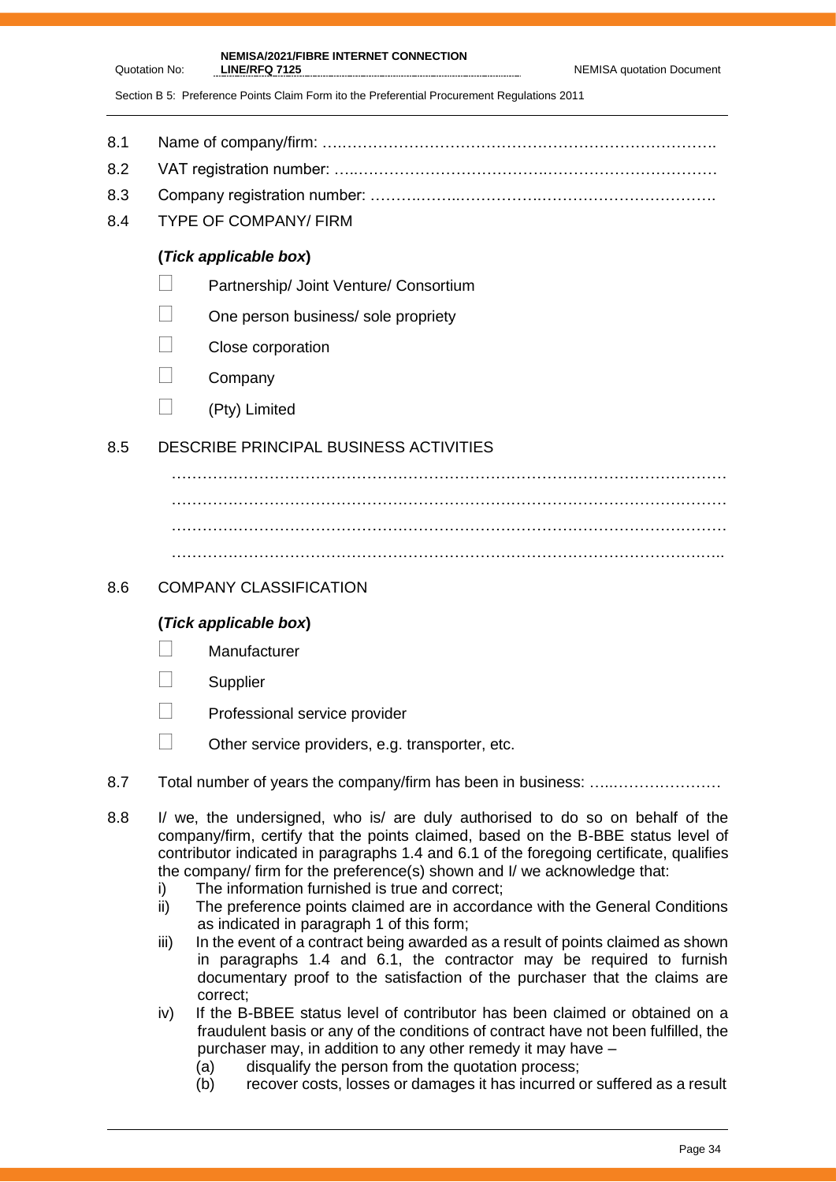8.1 Name of company/firm: ……………………………………………………………………..

8.2 VAT registration number: ……………………………………………………………………

8.3 Company registration number: ……………………………………………………………….

8.4 TYPE OF COMPANY/ FIRM

**(*Tick applicable box*)**

- ☐ Partnership/ Joint Venture/ Consortium
- ☐ One person business/ sole propriety
- ☐ Close corporation
- ☐ Company
- ☐ (Pty) Limited

8.5 DESCRIBE PRINCIPAL BUSINESS ACTIVITIES

…………………………………………………………………………………………………
…………………………………………………………………………………………………
…………………………………………………………………………………………………
…………………………………………………………………………………………………..

8.6 COMPANY CLASSIFICATION

**(*Tick applicable box*)**

- ☐ Manufacturer
- ☐ Supplier
- ☐ Professional service provider
- ☐ Other service providers, e.g. transporter, etc.

8.7 Total number of years the company/firm has been in business: ……………………

8.8 I/ we, the undersigned, who is/ are duly authorised to do so on behalf of the company/firm, certify that the points claimed, based on the B-BBE status level of contributor indicated in paragraphs 1.4 and 6.1 of the foregoing certificate, qualifies the company/ firm for the preference(s) shown and I/ we acknowledge that:

i) The information furnished is true and correct;

ii) The preference points claimed are in accordance with the General Conditions as indicated in paragraph 1 of this form;

iii) In the event of a contract being awarded as a result of points claimed as shown in paragraphs 1.4 and 6.1, the contractor may be required to furnish documentary proof to the satisfaction of the purchaser that the claims are correct;

iv) If the B-BBEE status level of contributor has been claimed or obtained on a fraudulent basis or any of the conditions of contract have not been fulfilled, the purchaser may, in addition to any other remedy it may have –

(a) disqualify the person from the quotation process;

(b) recover costs, losses or damages it has incurred or suffered as a result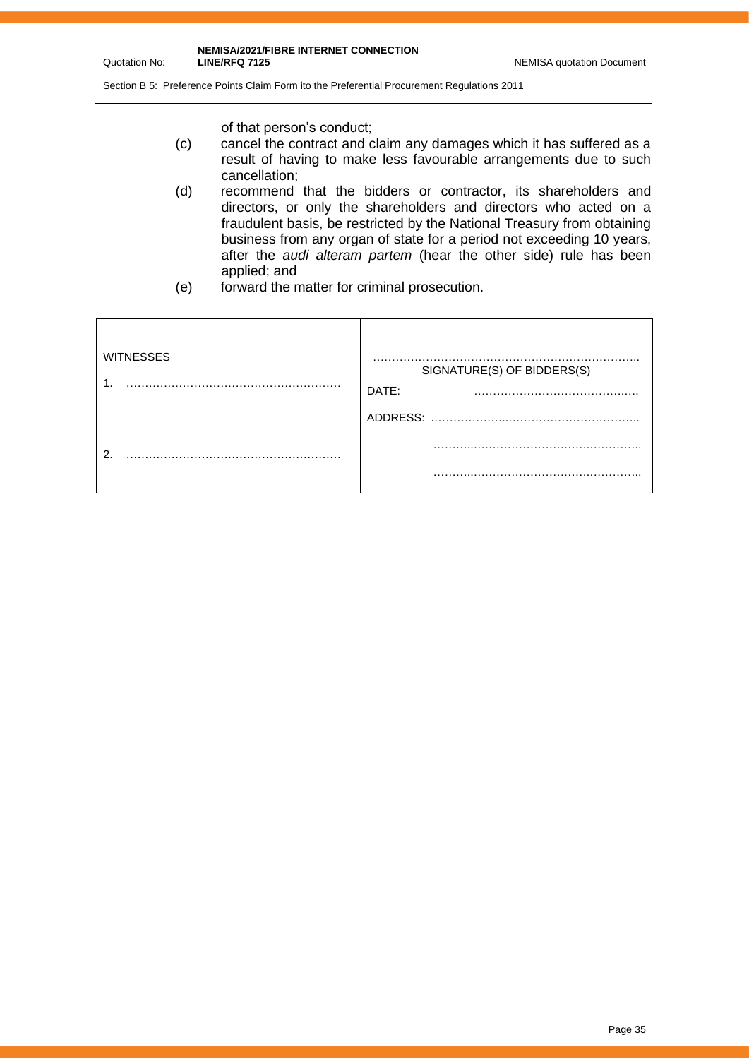of that person's conduct;

(c) cancel the contract and claim any damages which it has suffered as a result of having to make less favourable arrangements due to such cancellation;

(d) recommend that the bidders or contractor, its shareholders and directors, or only the shareholders and directors who acted on a fraudulent basis, be restricted by the National Treasury from obtaining business from any organ of state for a period not exceeding 10 years, after the *audi alteram partem* (hear the other side) rule has been applied; and

(e) forward the matter for criminal prosecution.

| WITNESSES | ………………………………………………………….. SIGNATURE(S) OF BIDDERS(S) |
|---|---|
| 1. ……………………………………………… | DATE: …………………………………..…. |
| | ADDRESS: ………………..………………………….. |
| 2. ……………………………………………… | ……..…………………………….………….. |
| | ……..…………………………….………….. |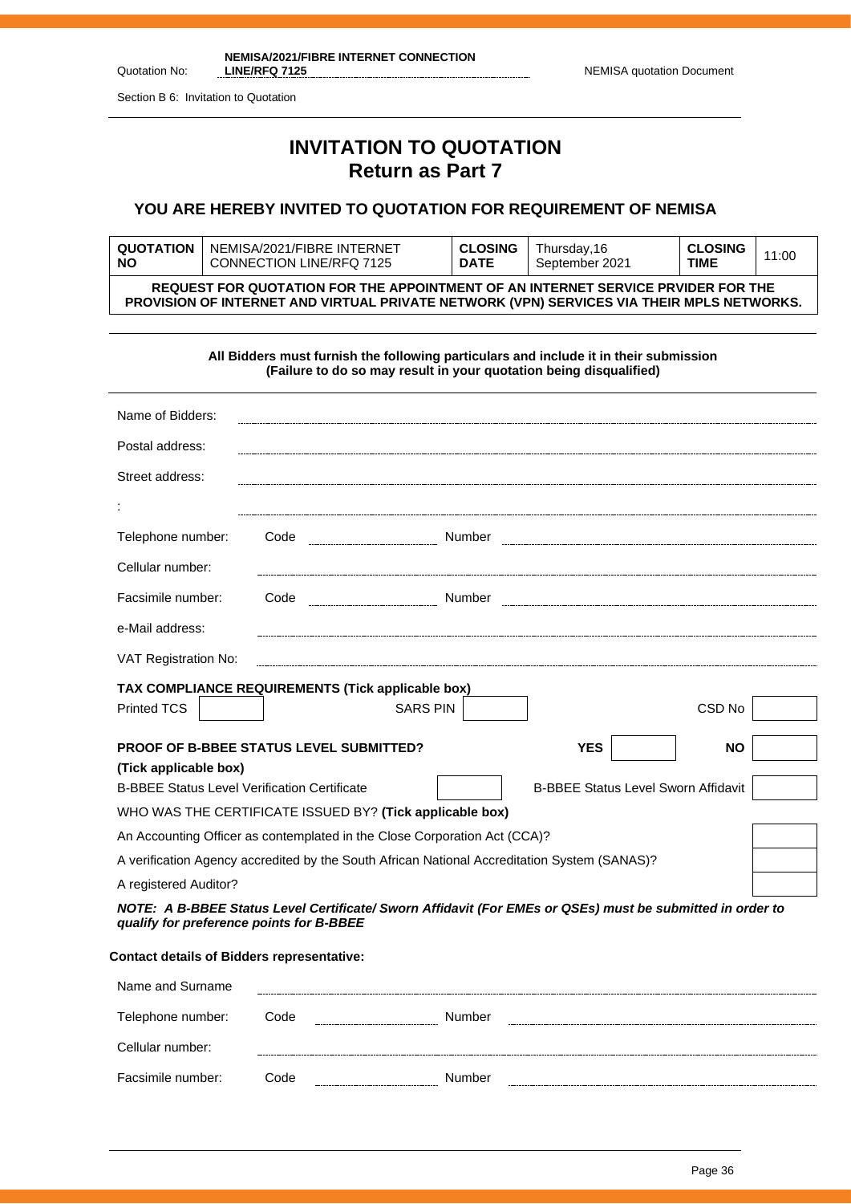Section B 6: Invitation to Quotation

# INVITATION TO QUOTATION
## Return as Part 7

### YOU ARE HEREBY INVITED TO QUOTATION FOR REQUIREMENT OF NEMISA

| **QUOTATION NO** | NEMISA/2021/FIBRE INTERNET CONNECTION LINE/RFQ 7125 | **CLOSING DATE** | Thursday,16 September 2021 | **CLOSING TIME** | 11:00 |
|---|---|---|---|---|---|
| **REQUEST FOR QUOTATION FOR THE APPOINTMENT OF AN INTERNET SERVICE PRVIDER FOR THE PROVISION OF INTERNET AND VIRTUAL PRIVATE NETWORK (VPN) SERVICES VIA THEIR MPLS NETWORKS.** | | | | | |

**All Bidders must furnish the following particulars and include it in their submission**
**(Failure to do so may result in your quotation being disqualified)**

Name of Bidders: ..................................................

Postal address: ..................................................

Street address: ..................................................

: ..................................................

Telephone number: Code .................. Number ..................................

Cellular number: ..................................................

Facsimile number: Code .................. Number ..................................

e-Mail address: ..................................................

VAT Registration No: ..................................................

**TAX COMPLIANCE REQUIREMENTS (Tick applicable box)**

| Printed TCS | | SARS PIN | | CSD No | |
|---|---|---|---|---|---|

| **PROOF OF B-BBEE STATUS LEVEL SUBMITTED? (Tick applicable box)** | **YES** | | **NO** | |
|---|---|---|---|---|

| B-BBEE Status Level Verification Certificate | | B-BBEE Status Level Sworn Affidavit | |
|---|---|---|---|

**WHO WAS THE CERTIFICATE ISSUED BY? (Tick applicable box)**

| | |
|---|---|
| An Accounting Officer as contemplated in the Close Corporation Act (CCA)? | |
| A verification Agency accredited by the South African National Accreditation System (SANAS)? | |
| A registered Auditor? | |

***NOTE: A B-BBEE Status Level Certificate/ Sworn Affidavit (For EMEs or QSEs) must be submitted in order to qualify for preference points for B-BBEE***

**Contact details of Bidders representative:**

Name and Surname ..................................................

Telephone number: Code .................. Number ..................................

Cellular number: ..................................................

Facsimile number: Code .................. Number ..................................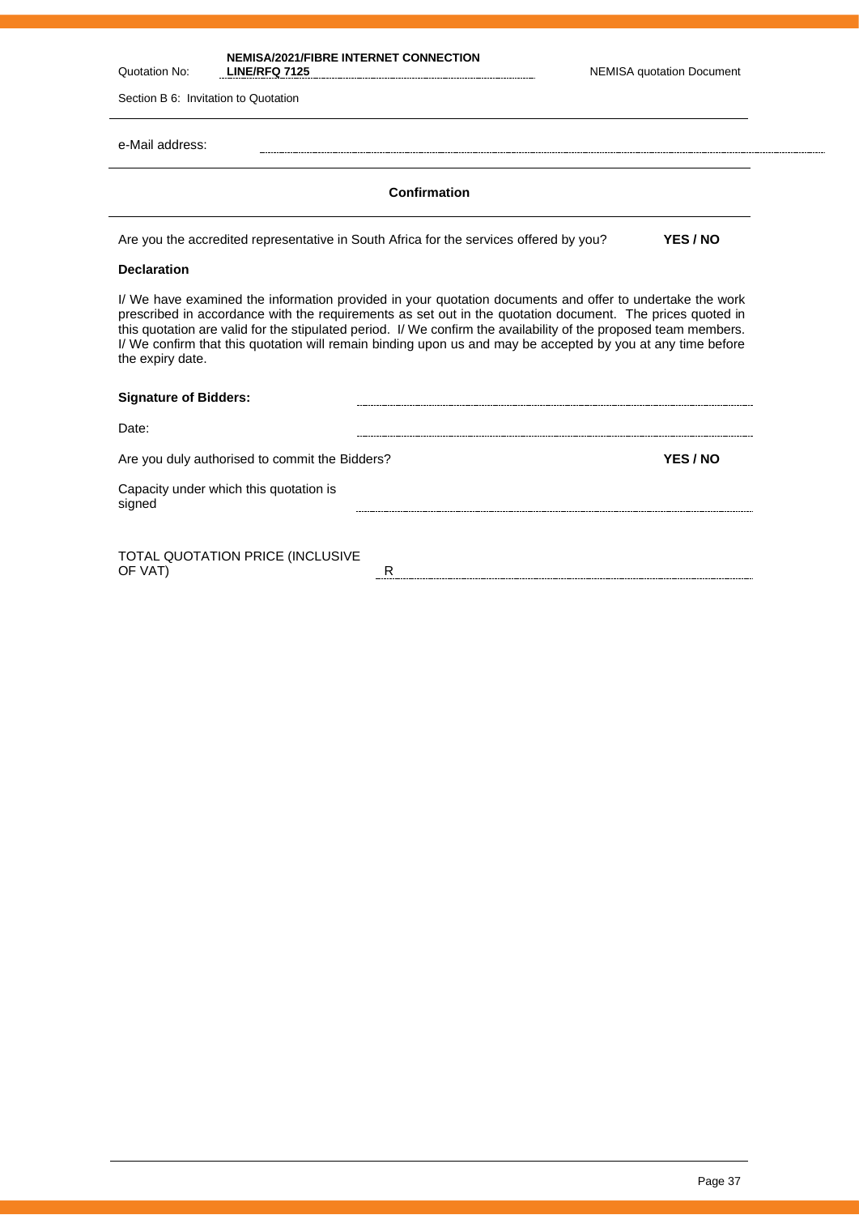Quotation No: **NEMISA/2021/FIBRE INTERNET CONNECTION LINE/RFQ 7125** NEMISA quotation Document

Section B 6: Invitation to Quotation

e-Mail address: ..............................................................................

**Confirmation**

Are you the accredited representative in South Africa for the services offered by you? **YES / NO**

**Declaration**

I/ We have examined the information provided in your quotation documents and offer to undertake the work prescribed in accordance with the requirements as set out in the quotation document. The prices quoted in this quotation are valid for the stipulated period. I/ We confirm the availability of the proposed team members. I/ We confirm that this quotation will remain binding upon us and may be accepted by you at any time before the expiry date.

**Signature of Bidders:** ..............................................................................

Date: ..............................................................................

Are you duly authorised to commit the Bidders? **YES / NO**

Capacity under which this quotation is signed ..............................................................................

TOTAL QUOTATION PRICE (INCLUSIVE OF VAT) R ..............................................................................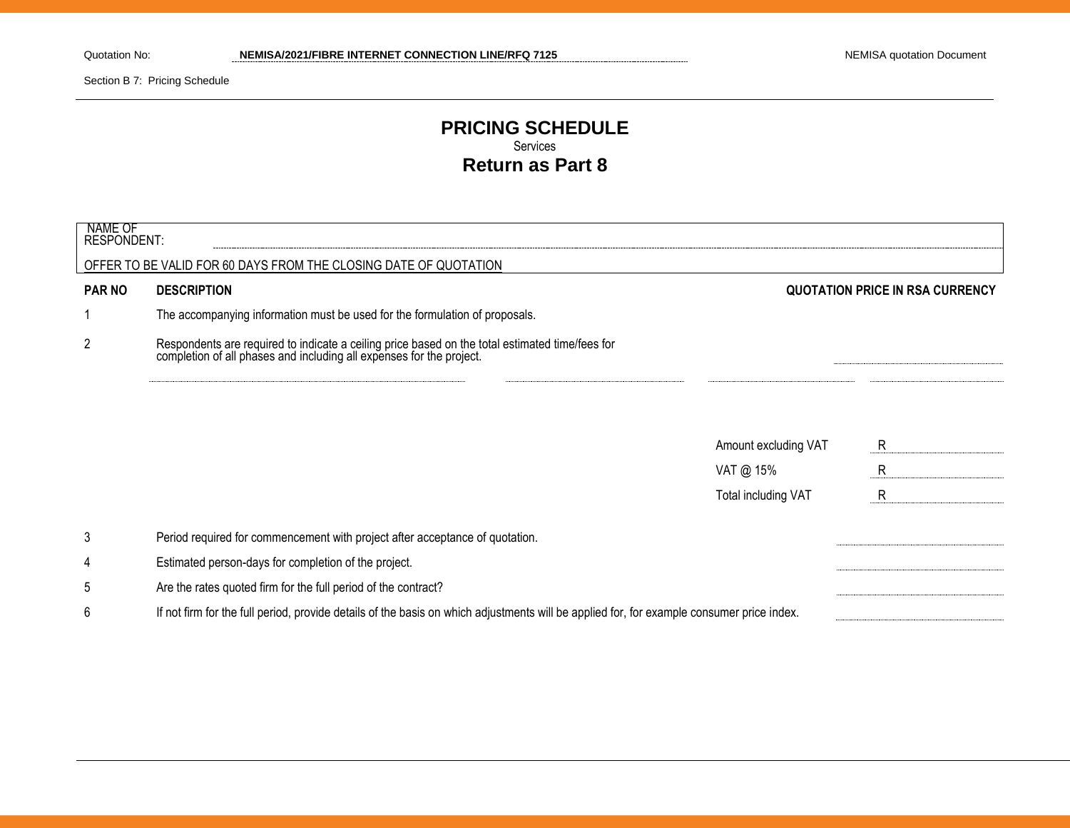Quotation No: **NEMISA/2021/FIBRE INTERNET CONNECTION LINE/RFQ 7125** NEMISA quotation Document

Section B 7: Pricing Schedule

# PRICING SCHEDULE

Services

## Return as Part 8

NAME OF RESPONDENT: ........................................

OFFER TO BE VALID FOR 60 DAYS FROM THE CLOSING DATE OF QUOTATION

| PAR NO | DESCRIPTION | QUOTATION PRICE IN RSA CURRENCY |
|---|---|---|
| 1 | The accompanying information must be used for the formulation of proposals. | |
| 2 | Respondents are required to indicate a ceiling price based on the total estimated time/fees for completion of all phases and including all expenses for the project. | ........................ |
| | ........................ ........................ ........................ | ........................ |
| | Amount excluding VAT | R ........................ |
| | VAT @ 15% | R ........................ |
| | Total including VAT | R ........................ |
| 3 | Period required for commencement with project after acceptance of quotation. | ........................ |
| 4 | Estimated person-days for completion of the project. | ........................ |
| 5 | Are the rates quoted firm for the full period of the contract? | ........................ |
| 6 | If not firm for the full period, provide details of the basis on which adjustments will be applied for, for example consumer price index. | ........................ |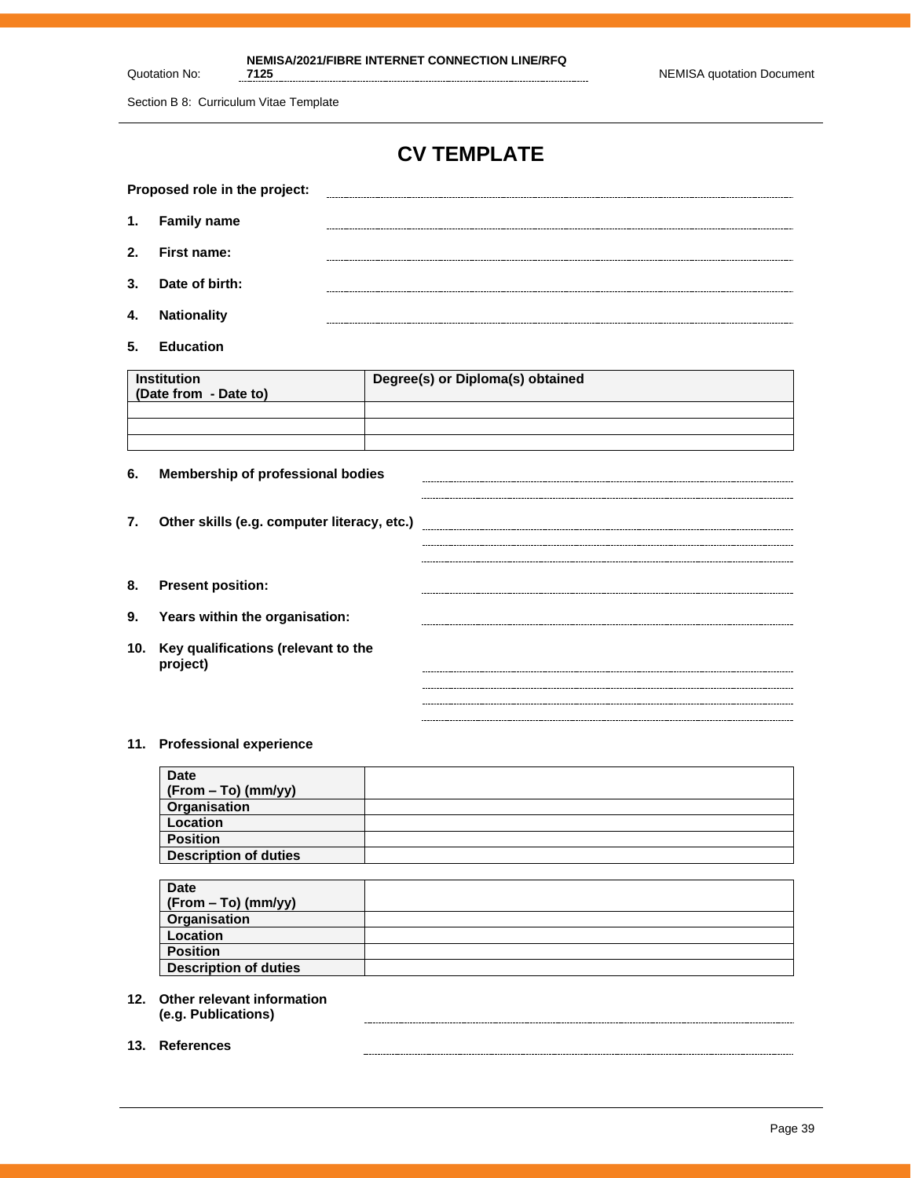# CV TEMPLATE

**Proposed role in the project:** ..............................

1. **Family name** ..............................
2. **First name:** ..............................
3. **Date of birth:** ..............................
4. **Nationality** ..............................
5. **Education**

| Institution (Date from - Date to) | Degree(s) or Diploma(s) obtained |
|---|---|
| | |
| | |
| | |

6. **Membership of professional bodies** ..............................
7. **Other skills (e.g. computer literacy, etc.)** ..............................
8. **Present position:** ..............................
9. **Years within the organisation:** ..............................
10. **Key qualifications (relevant to the project)** ..............................
11. **Professional experience**

| | |
|---|---|
| **Date (From – To) (mm/yy)** | |
| **Organisation** | |
| **Location** | |
| **Position** | |
| **Description of duties** | |

| | |
|---|---|
| **Date (From – To) (mm/yy)** | |
| **Organisation** | |
| **Location** | |
| **Position** | |
| **Description of duties** | |

12. **Other relevant information (e.g. Publications)** ..............................
13. **References** ..............................